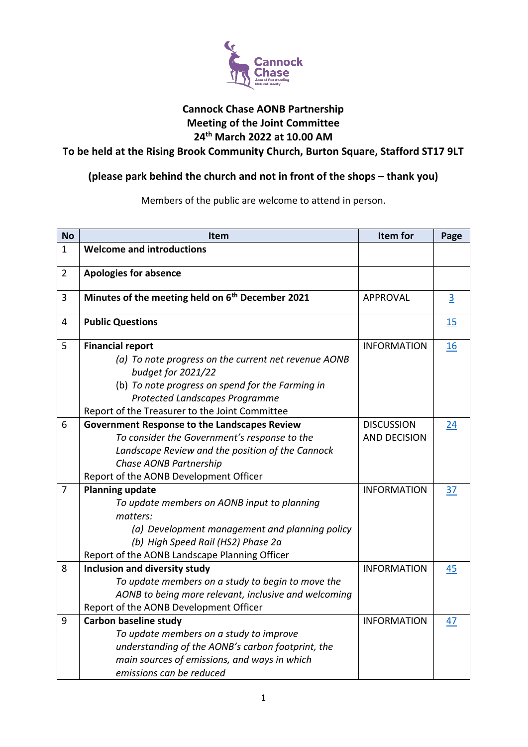# Cannock Chase AONB Partnership
## Meeting of the Joint Committee
## 24th March 2022 at 10.00 AM
## To be held at the Rising Brook Community Church, Burton Square, Stafford ST17 9LT

**(please park behind the church and not in front of the shops – thank you)**

Members of the public are welcome to attend in person.

| No | Item | Item for | Page |
|---|---|---|---|
| 1 | **Welcome and introductions** | | |
| 2 | **Apologies for absence** | | |
| 3 | **Minutes of the meeting held on 6th December 2021** | APPROVAL | 3 |
| 4 | **Public Questions** | | 15 |
| 5 | **Financial report**<br>*(a) To note progress on the current net revenue AONB budget for 2021/22*<br>(b) *To note progress on spend for the Farming in Protected Landscapes Programme*<br>Report of the Treasurer to the Joint Committee | INFORMATION | 16 |
| 6 | **Government Response to the Landscapes Review**<br>*To consider the Government's response to the Landscape Review and the position of the Cannock Chase AONB Partnership*<br>Report of the AONB Development Officer | DISCUSSION AND DECISION | 24 |
| 7 | **Planning update**<br>*To update members on AONB input to planning matters:*<br>*(a) Development management and planning policy*<br>*(b) High Speed Rail (HS2) Phase 2a*<br>Report of the AONB Landscape Planning Officer | INFORMATION | 37 |
| 8 | **Inclusion and diversity study**<br>*To update members on a study to begin to move the AONB to being more relevant, inclusive and welcoming*<br>Report of the AONB Development Officer | INFORMATION | 45 |
| 9 | **Carbon baseline study**<br>*To update members on a study to improve understanding of the AONB's carbon footprint, the main sources of emissions, and ways in which emissions can be reduced* | INFORMATION | 47 |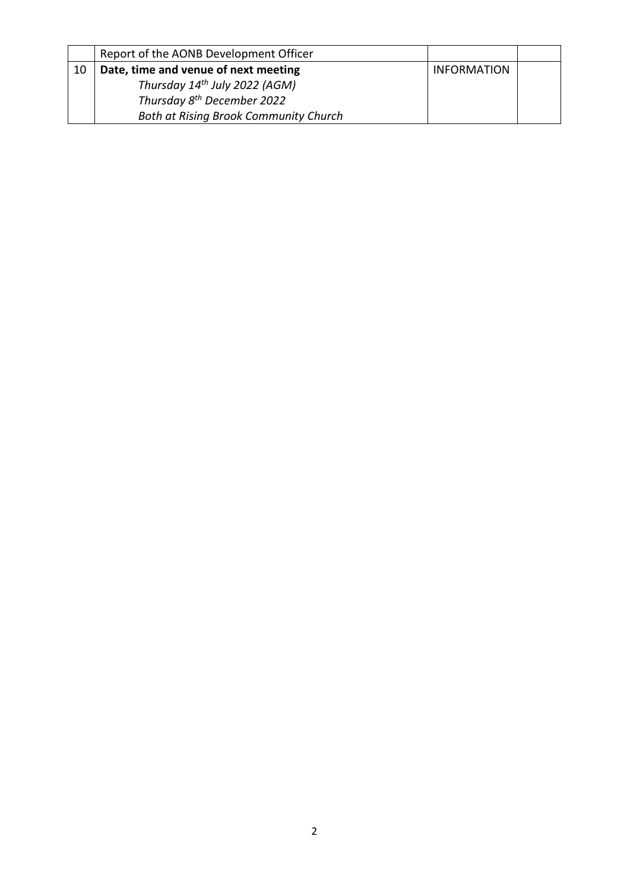| | | | |
|---|---|---|---|
| | Report of the AONB Development Officer | | |
| 10 | **Date, time and venue of next meeting**<br>*Thursday 14th July 2022 (AGM)*<br>*Thursday 8th December 2022*<br>*Both at Rising Brook Community Church* | INFORMATION | |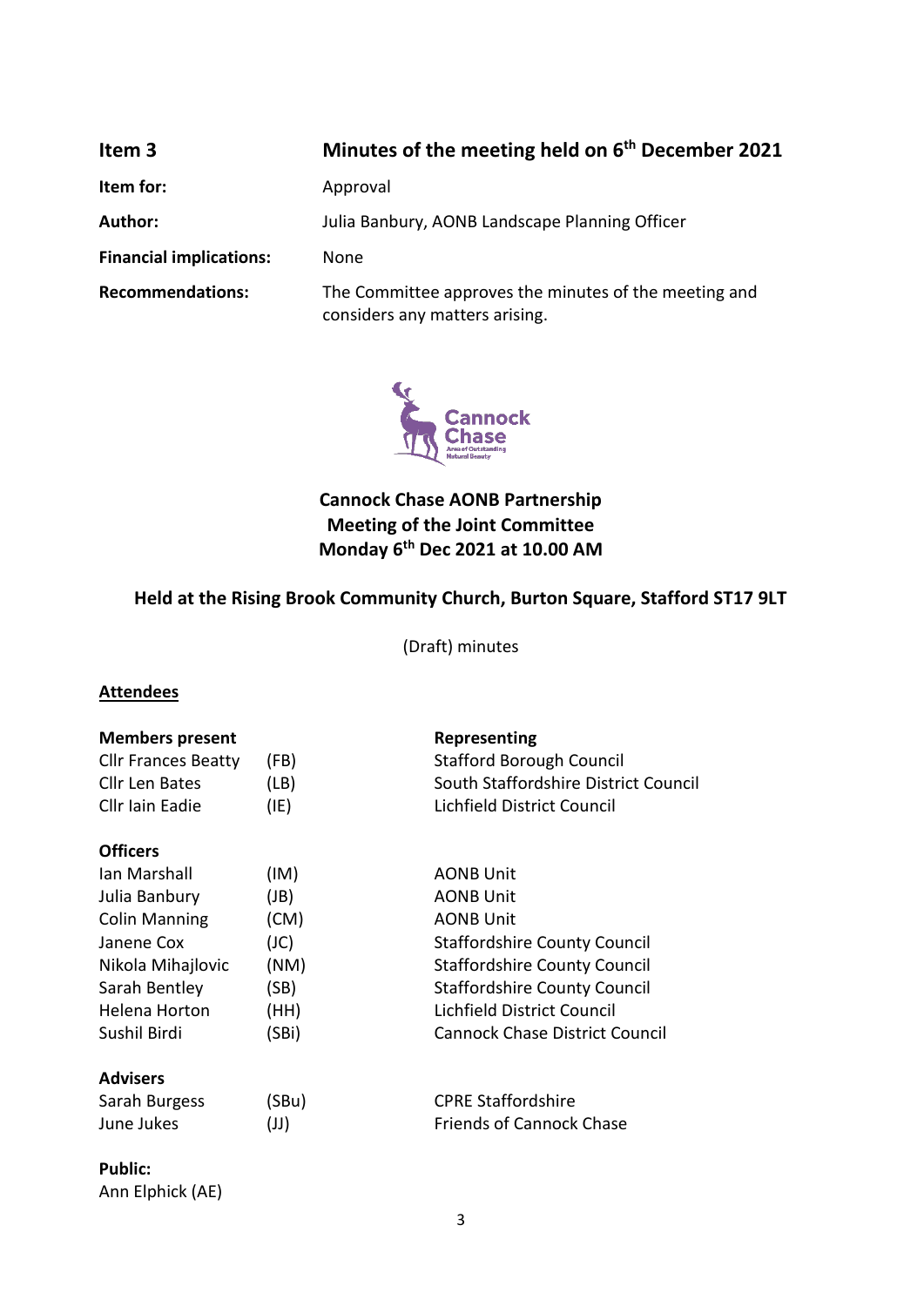| **Item 3** | **Minutes of the meeting held on 6th December 2021** |
|---|---|
| **Item for:** | Approval |
| **Author:** | Julia Banbury, AONB Landscape Planning Officer |
| **Financial implications:** | None |
| **Recommendations:** | The Committee approves the minutes of the meeting and considers any matters arising. |

**Cannock Chase AONB Partnership**
**Meeting of the Joint Committee**
**Monday 6th Dec 2021 at 10.00 AM**

**Held at the Rising Brook Community Church, Burton Square, Stafford ST17 9LT**

(Draft) minutes

**Attendees**

| **Members present** | | **Representing** |
|---|---|---|
| Cllr Frances Beatty | (FB) | Stafford Borough Council |
| Cllr Len Bates | (LB) | South Staffordshire District Council |
| Cllr Iain Eadie | (IE) | Lichfield District Council |
| **Officers** | | |
| Ian Marshall | (IM) | AONB Unit |
| Julia Banbury | (JB) | AONB Unit |
| Colin Manning | (CM) | AONB Unit |
| Janene Cox | (JC) | Staffordshire County Council |
| Nikola Mihajlovic | (NM) | Staffordshire County Council |
| Sarah Bentley | (SB) | Staffordshire County Council |
| Helena Horton | (HH) | Lichfield District Council |
| Sushil Birdi | (SBi) | Cannock Chase District Council |
| **Advisers** | | |
| Sarah Burgess | (SBu) | CPRE Staffordshire |
| June Jukes | (JJ) | Friends of Cannock Chase |

**Public:**
Ann Elphick (AE)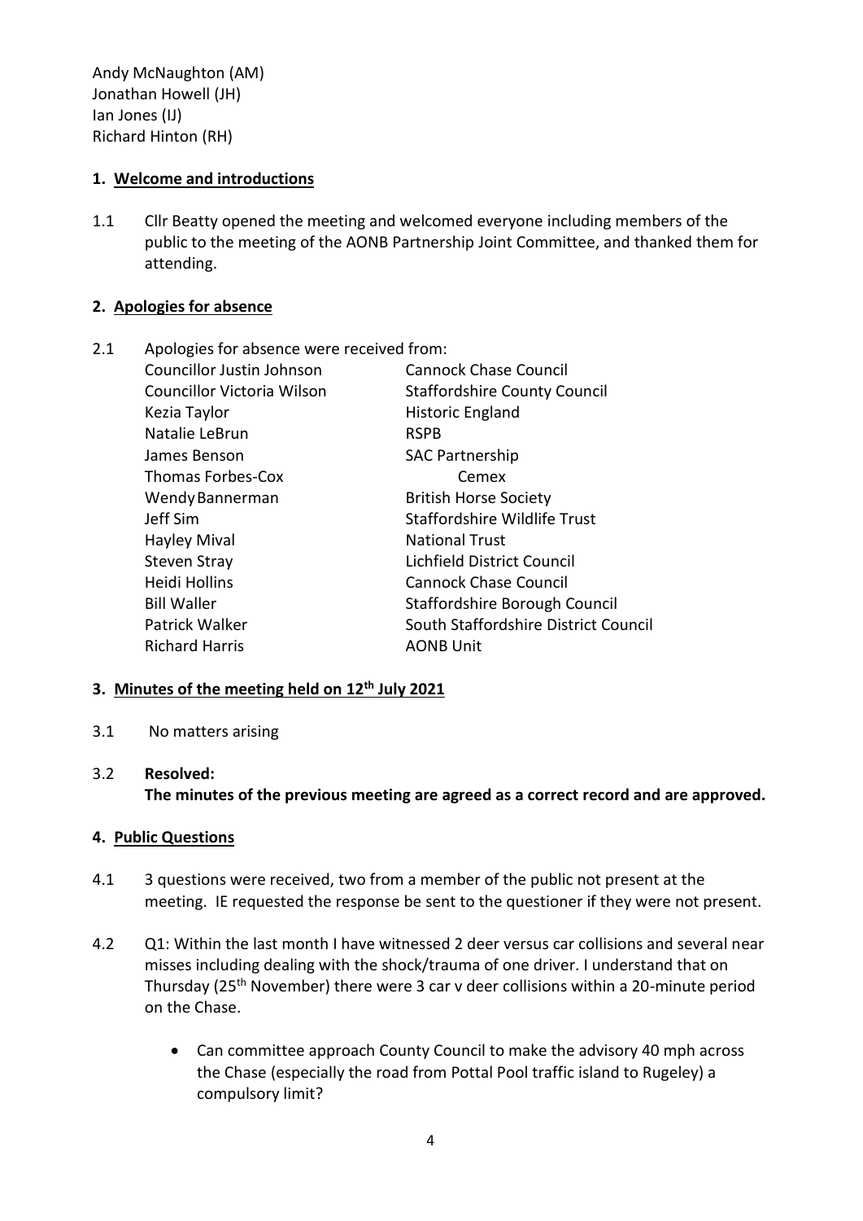Andy McNaughton (AM)
Jonathan Howell (JH)
Ian Jones (IJ)
Richard Hinton (RH)

## 1. Welcome and introductions

1.1 Cllr Beatty opened the meeting and welcomed everyone including members of the public to the meeting of the AONB Partnership Joint Committee, and thanked them for attending.

## 2. Apologies for absence

2.1 Apologies for absence were received from:

| | |
|---|---|
| Councillor Justin Johnson | Cannock Chase Council |
| Councillor Victoria Wilson | Staffordshire County Council |
| Kezia Taylor | Historic England |
| Natalie LeBrun | RSPB |
| James Benson | SAC Partnership |
| Thomas Forbes-Cox | Cemex |
| Wendy Bannerman | British Horse Society |
| Jeff Sim | Staffordshire Wildlife Trust |
| Hayley Mival | National Trust |
| Steven Stray | Lichfield District Council |
| Heidi Hollins | Cannock Chase Council |
| Bill Waller | Staffordshire Borough Council |
| Patrick Walker | South Staffordshire District Council |
| Richard Harris | AONB Unit |

## 3. Minutes of the meeting held on 12th July 2021

3.1 No matters arising

3.2 **Resolved:**
**The minutes of the previous meeting are agreed as a correct record and are approved.**

## 4. Public Questions

4.1 3 questions were received, two from a member of the public not present at the meeting. IE requested the response be sent to the questioner if they were not present.

4.2 Q1: Within the last month I have witnessed 2 deer versus car collisions and several near misses including dealing with the shock/trauma of one driver. I understand that on Thursday (25th November) there were 3 car v deer collisions within a 20-minute period on the Chase.

- Can committee approach County Council to make the advisory 40 mph across the Chase (especially the road from Pottal Pool traffic island to Rugeley) a compulsory limit?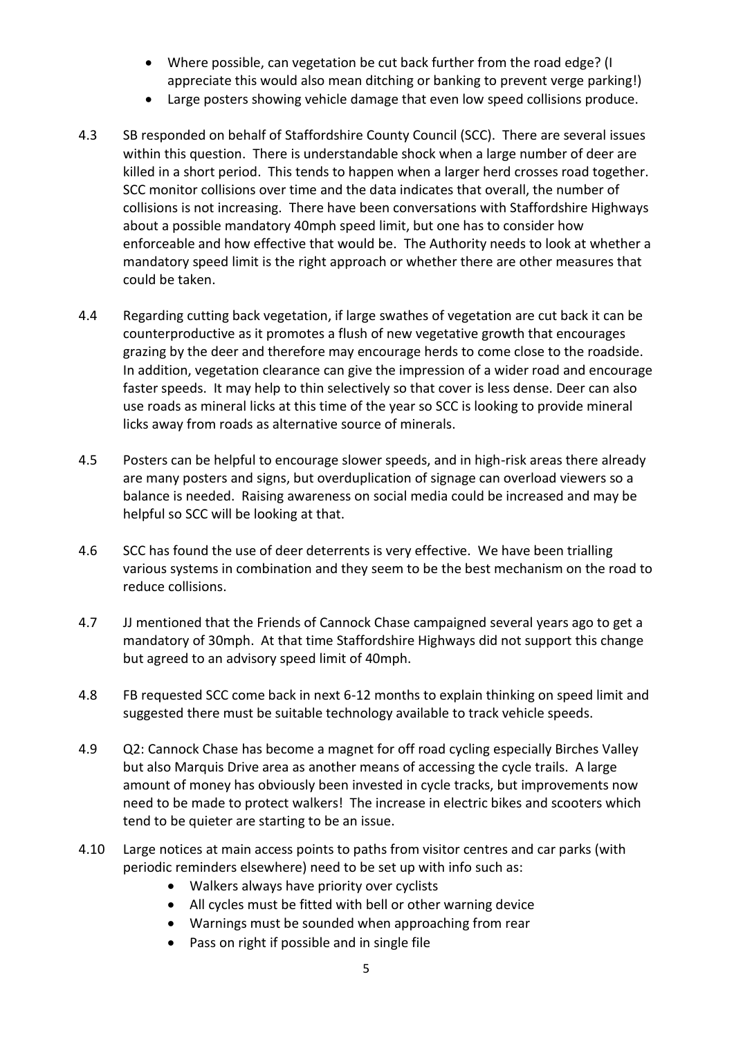- Where possible, can vegetation be cut back further from the road edge? (I appreciate this would also mean ditching or banking to prevent verge parking!)
- Large posters showing vehicle damage that even low speed collisions produce.

4.3 SB responded on behalf of Staffordshire County Council (SCC). There are several issues within this question. There is understandable shock when a large number of deer are killed in a short period. This tends to happen when a larger herd crosses road together. SCC monitor collisions over time and the data indicates that overall, the number of collisions is not increasing. There have been conversations with Staffordshire Highways about a possible mandatory 40mph speed limit, but one has to consider how enforceable and how effective that would be. The Authority needs to look at whether a mandatory speed limit is the right approach or whether there are other measures that could be taken.

4.4 Regarding cutting back vegetation, if large swathes of vegetation are cut back it can be counterproductive as it promotes a flush of new vegetative growth that encourages grazing by the deer and therefore may encourage herds to come close to the roadside. In addition, vegetation clearance can give the impression of a wider road and encourage faster speeds. It may help to thin selectively so that cover is less dense. Deer can also use roads as mineral licks at this time of the year so SCC is looking to provide mineral licks away from roads as alternative source of minerals.

4.5 Posters can be helpful to encourage slower speeds, and in high-risk areas there already are many posters and signs, but overduplication of signage can overload viewers so a balance is needed. Raising awareness on social media could be increased and may be helpful so SCC will be looking at that.

4.6 SCC has found the use of deer deterrents is very effective. We have been trialling various systems in combination and they seem to be the best mechanism on the road to reduce collisions.

4.7 JJ mentioned that the Friends of Cannock Chase campaigned several years ago to get a mandatory of 30mph. At that time Staffordshire Highways did not support this change but agreed to an advisory speed limit of 40mph.

4.8 FB requested SCC come back in next 6-12 months to explain thinking on speed limit and suggested there must be suitable technology available to track vehicle speeds.

4.9 Q2: Cannock Chase has become a magnet for off road cycling especially Birches Valley but also Marquis Drive area as another means of accessing the cycle trails. A large amount of money has obviously been invested in cycle tracks, but improvements now need to be made to protect walkers! The increase in electric bikes and scooters which tend to be quieter are starting to be an issue.

4.10 Large notices at main access points to paths from visitor centres and car parks (with periodic reminders elsewhere) need to be set up with info such as:
- Walkers always have priority over cyclists
- All cycles must be fitted with bell or other warning device
- Warnings must be sounded when approaching from rear
- Pass on right if possible and in single file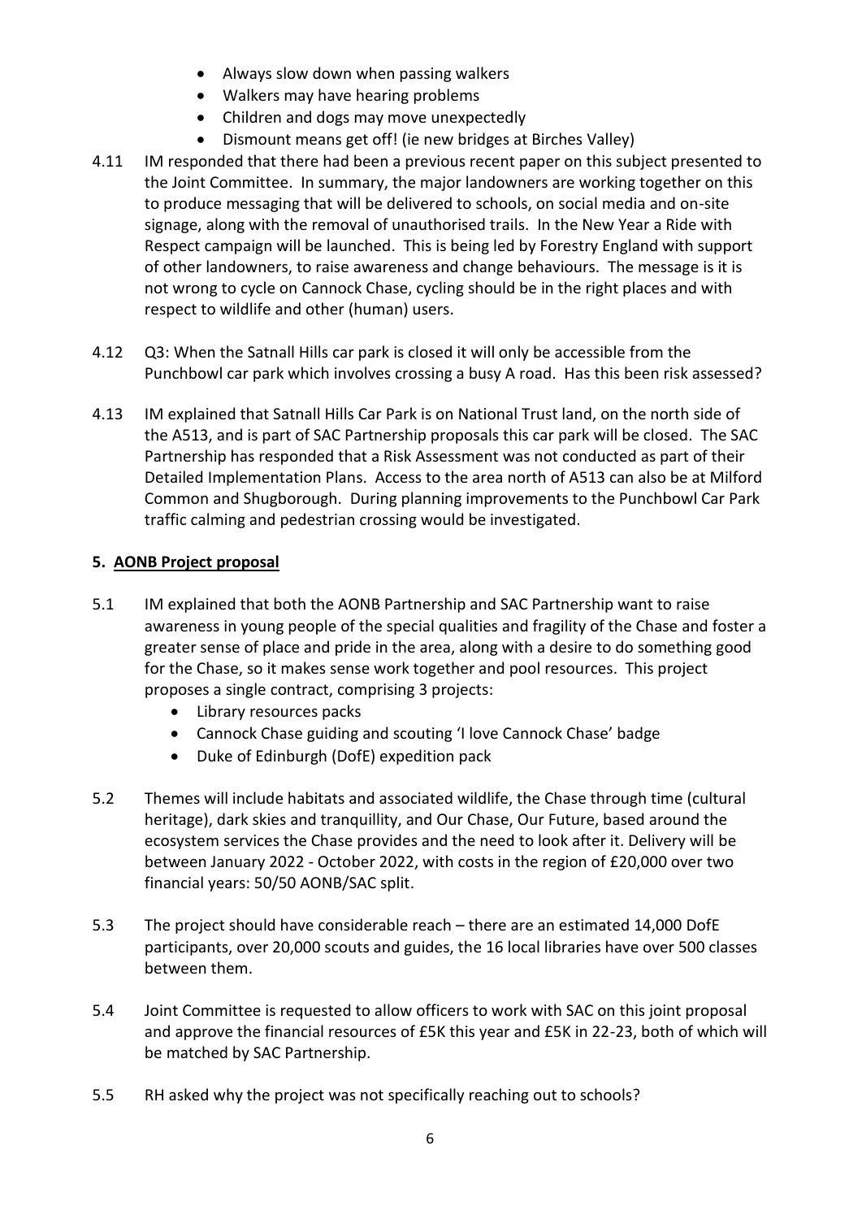- Always slow down when passing walkers
- Walkers may have hearing problems
- Children and dogs may move unexpectedly
- Dismount means get off! (ie new bridges at Birches Valley)

4.11 IM responded that there had been a previous recent paper on this subject presented to the Joint Committee. In summary, the major landowners are working together on this to produce messaging that will be delivered to schools, on social media and on-site signage, along with the removal of unauthorised trails. In the New Year a Ride with Respect campaign will be launched. This is being led by Forestry England with support of other landowners, to raise awareness and change behaviours. The message is it is not wrong to cycle on Cannock Chase, cycling should be in the right places and with respect to wildlife and other (human) users.

4.12 Q3: When the Satnall Hills car park is closed it will only be accessible from the Punchbowl car park which involves crossing a busy A road. Has this been risk assessed?

4.13 IM explained that Satnall Hills Car Park is on National Trust land, on the north side of the A513, and is part of SAC Partnership proposals this car park will be closed. The SAC Partnership has responded that a Risk Assessment was not conducted as part of their Detailed Implementation Plans. Access to the area north of A513 can also be at Milford Common and Shugborough. During planning improvements to the Punchbowl Car Park traffic calming and pedestrian crossing would be investigated.

## 5. AONB Project proposal

5.1 IM explained that both the AONB Partnership and SAC Partnership want to raise awareness in young people of the special qualities and fragility of the Chase and foster a greater sense of place and pride in the area, along with a desire to do something good for the Chase, so it makes sense work together and pool resources. This project proposes a single contract, comprising 3 projects:

- Library resources packs
- Cannock Chase guiding and scouting 'I love Cannock Chase' badge
- Duke of Edinburgh (DofE) expedition pack

5.2 Themes will include habitats and associated wildlife, the Chase through time (cultural heritage), dark skies and tranquillity, and Our Chase, Our Future, based around the ecosystem services the Chase provides and the need to look after it. Delivery will be between January 2022 - October 2022, with costs in the region of £20,000 over two financial years: 50/50 AONB/SAC split.

5.3 The project should have considerable reach – there are an estimated 14,000 DofE participants, over 20,000 scouts and guides, the 16 local libraries have over 500 classes between them.

5.4 Joint Committee is requested to allow officers to work with SAC on this joint proposal and approve the financial resources of £5K this year and £5K in 22-23, both of which will be matched by SAC Partnership.

5.5 RH asked why the project was not specifically reaching out to schools?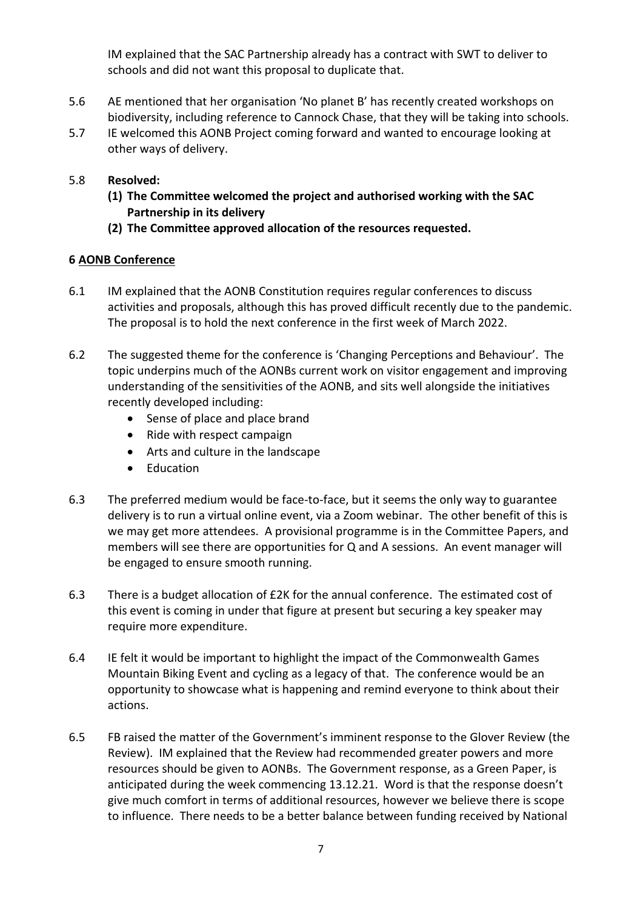IM explained that the SAC Partnership already has a contract with SWT to deliver to schools and did not want this proposal to duplicate that.

5.6 AE mentioned that her organisation 'No planet B' has recently created workshops on biodiversity, including reference to Cannock Chase, that they will be taking into schools.

5.7 IE welcomed this AONB Project coming forward and wanted to encourage looking at other ways of delivery.

5.8 **Resolved:**

**(1) The Committee welcomed the project and authorised working with the SAC Partnership in its delivery**

**(2) The Committee approved allocation of the resources requested.**

## 6 AONB Conference

6.1 IM explained that the AONB Constitution requires regular conferences to discuss activities and proposals, although this has proved difficult recently due to the pandemic. The proposal is to hold the next conference in the first week of March 2022.

6.2 The suggested theme for the conference is 'Changing Perceptions and Behaviour'. The topic underpins much of the AONBs current work on visitor engagement and improving understanding of the sensitivities of the AONB, and sits well alongside the initiatives recently developed including:

- Sense of place and place brand
- Ride with respect campaign
- Arts and culture in the landscape
- Education

6.3 The preferred medium would be face-to-face, but it seems the only way to guarantee delivery is to run a virtual online event, via a Zoom webinar. The other benefit of this is we may get more attendees. A provisional programme is in the Committee Papers, and members will see there are opportunities for Q and A sessions. An event manager will be engaged to ensure smooth running.

6.3 There is a budget allocation of £2K for the annual conference. The estimated cost of this event is coming in under that figure at present but securing a key speaker may require more expenditure.

6.4 IE felt it would be important to highlight the impact of the Commonwealth Games Mountain Biking Event and cycling as a legacy of that. The conference would be an opportunity to showcase what is happening and remind everyone to think about their actions.

6.5 FB raised the matter of the Government's imminent response to the Glover Review (the Review). IM explained that the Review had recommended greater powers and more resources should be given to AONBs. The Government response, as a Green Paper, is anticipated during the week commencing 13.12.21. Word is that the response doesn't give much comfort in terms of additional resources, however we believe there is scope to influence. There needs to be a better balance between funding received by National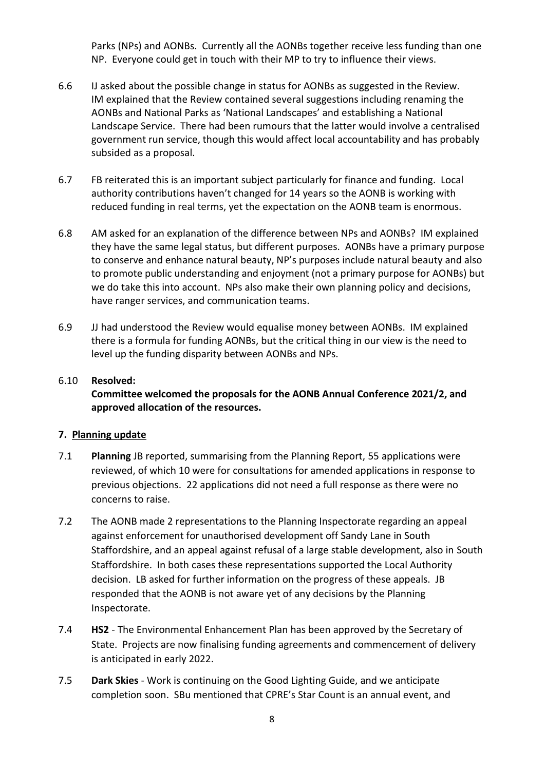Parks (NPs) and AONBs. Currently all the AONBs together receive less funding than one NP. Everyone could get in touch with their MP to try to influence their views.

6.6 IJ asked about the possible change in status for AONBs as suggested in the Review. IM explained that the Review contained several suggestions including renaming the AONBs and National Parks as 'National Landscapes' and establishing a National Landscape Service. There had been rumours that the latter would involve a centralised government run service, though this would affect local accountability and has probably subsided as a proposal.

6.7 FB reiterated this is an important subject particularly for finance and funding. Local authority contributions haven't changed for 14 years so the AONB is working with reduced funding in real terms, yet the expectation on the AONB team is enormous.

6.8 AM asked for an explanation of the difference between NPs and AONBs? IM explained they have the same legal status, but different purposes. AONBs have a primary purpose to conserve and enhance natural beauty, NP's purposes include natural beauty and also to promote public understanding and enjoyment (not a primary purpose for AONBs) but we do take this into account. NPs also make their own planning policy and decisions, have ranger services, and communication teams.

6.9 JJ had understood the Review would equalise money between AONBs. IM explained there is a formula for funding AONBs, but the critical thing in our view is the need to level up the funding disparity between AONBs and NPs.

6.10 **Resolved:**
**Committee welcomed the proposals for the AONB Annual Conference 2021/2, and approved allocation of the resources.**

## 7. Planning update

7.1 **Planning** JB reported, summarising from the Planning Report, 55 applications were reviewed, of which 10 were for consultations for amended applications in response to previous objections. 22 applications did not need a full response as there were no concerns to raise.

7.2 The AONB made 2 representations to the Planning Inspectorate regarding an appeal against enforcement for unauthorised development off Sandy Lane in South Staffordshire, and an appeal against refusal of a large stable development, also in South Staffordshire. In both cases these representations supported the Local Authority decision. LB asked for further information on the progress of these appeals. JB responded that the AONB is not aware yet of any decisions by the Planning Inspectorate.

7.4 **HS2** - The Environmental Enhancement Plan has been approved by the Secretary of State. Projects are now finalising funding agreements and commencement of delivery is anticipated in early 2022.

7.5 **Dark Skies** - Work is continuing on the Good Lighting Guide, and we anticipate completion soon. SBu mentioned that CPRE's Star Count is an annual event, and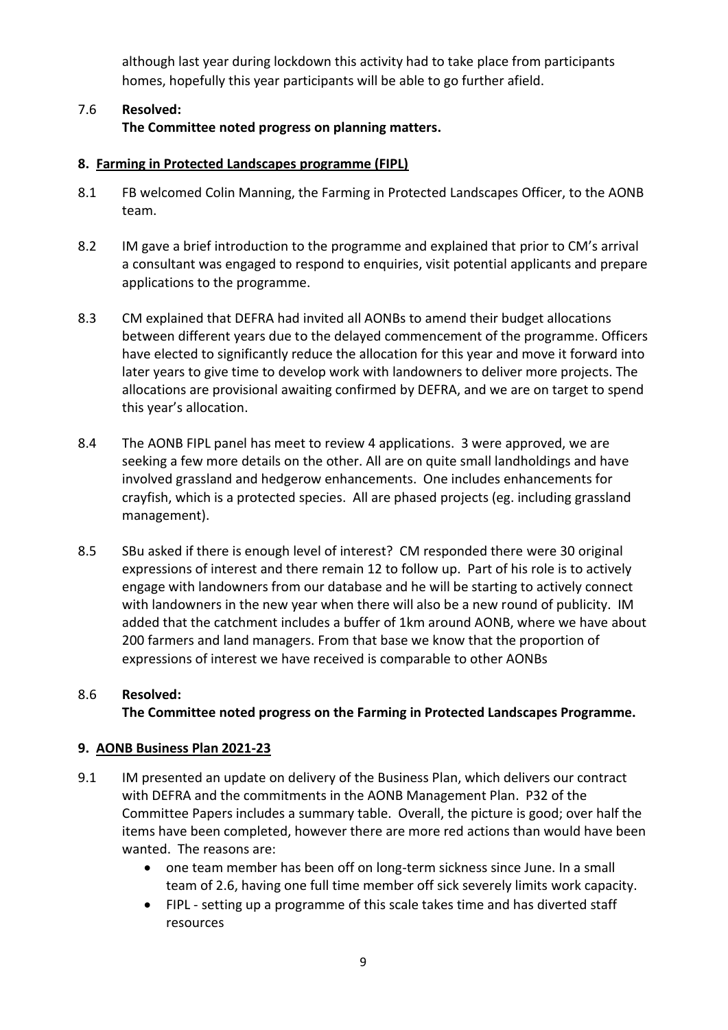although last year during lockdown this activity had to take place from participants homes, hopefully this year participants will be able to go further afield.

7.6 **Resolved:**
**The Committee noted progress on planning matters.**

## 8. Farming in Protected Landscapes programme (FIPL)

8.1 FB welcomed Colin Manning, the Farming in Protected Landscapes Officer, to the AONB team.

8.2 IM gave a brief introduction to the programme and explained that prior to CM's arrival a consultant was engaged to respond to enquiries, visit potential applicants and prepare applications to the programme.

8.3 CM explained that DEFRA had invited all AONBs to amend their budget allocations between different years due to the delayed commencement of the programme. Officers have elected to significantly reduce the allocation for this year and move it forward into later years to give time to develop work with landowners to deliver more projects. The allocations are provisional awaiting confirmed by DEFRA, and we are on target to spend this year's allocation.

8.4 The AONB FIPL panel has meet to review 4 applications. 3 were approved, we are seeking a few more details on the other. All are on quite small landholdings and have involved grassland and hedgerow enhancements. One includes enhancements for crayfish, which is a protected species. All are phased projects (eg. including grassland management).

8.5 SBu asked if there is enough level of interest? CM responded there were 30 original expressions of interest and there remain 12 to follow up. Part of his role is to actively engage with landowners from our database and he will be starting to actively connect with landowners in the new year when there will also be a new round of publicity. IM added that the catchment includes a buffer of 1km around AONB, where we have about 200 farmers and land managers. From that base we know that the proportion of expressions of interest we have received is comparable to other AONBs

8.6 **Resolved:**
**The Committee noted progress on the Farming in Protected Landscapes Programme.**

## 9. AONB Business Plan 2021-23

9.1 IM presented an update on delivery of the Business Plan, which delivers our contract with DEFRA and the commitments in the AONB Management Plan. P32 of the Committee Papers includes a summary table. Overall, the picture is good; over half the items have been completed, however there are more red actions than would have been wanted. The reasons are:

- one team member has been off on long-term sickness since June. In a small team of 2.6, having one full time member off sick severely limits work capacity.
- FIPL - setting up a programme of this scale takes time and has diverted staff resources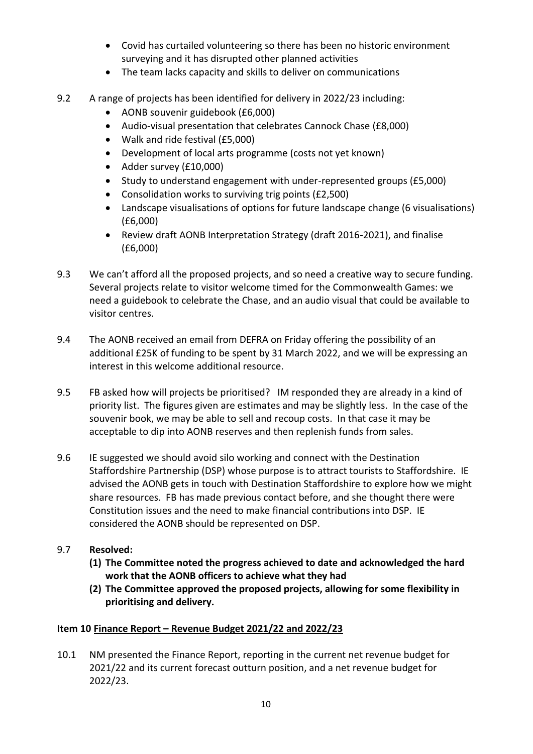- Covid has curtailed volunteering so there has been no historic environment surveying and it has disrupted other planned activities
- The team lacks capacity and skills to deliver on communications

9.2 A range of projects has been identified for delivery in 2022/23 including:

- AONB souvenir guidebook (£6,000)
- Audio-visual presentation that celebrates Cannock Chase (£8,000)
- Walk and ride festival (£5,000)
- Development of local arts programme (costs not yet known)
- Adder survey (£10,000)
- Study to understand engagement with under-represented groups (£5,000)
- Consolidation works to surviving trig points (£2,500)
- Landscape visualisations of options for future landscape change (6 visualisations) (£6,000)
- Review draft AONB Interpretation Strategy (draft 2016-2021), and finalise (£6,000)

9.3 We can't afford all the proposed projects, and so need a creative way to secure funding. Several projects relate to visitor welcome timed for the Commonwealth Games: we need a guidebook to celebrate the Chase, and an audio visual that could be available to visitor centres.

9.4 The AONB received an email from DEFRA on Friday offering the possibility of an additional £25K of funding to be spent by 31 March 2022, and we will be expressing an interest in this welcome additional resource.

9.5 FB asked how will projects be prioritised? IM responded they are already in a kind of priority list. The figures given are estimates and may be slightly less. In the case of the souvenir book, we may be able to sell and recoup costs. In that case it may be acceptable to dip into AONB reserves and then replenish funds from sales.

9.6 IE suggested we should avoid silo working and connect with the Destination Staffordshire Partnership (DSP) whose purpose is to attract tourists to Staffordshire. IE advised the AONB gets in touch with Destination Staffordshire to explore how we might share resources. FB has made previous contact before, and she thought there were Constitution issues and the need to make financial contributions into DSP. IE considered the AONB should be represented on DSP.

9.7 **Resolved:**

**(1) The Committee noted the progress achieved to date and acknowledged the hard work that the AONB officers to achieve what they had**

**(2) The Committee approved the proposed projects, allowing for some flexibility in prioritising and delivery.**

**Item 10 <u>Finance Report – Revenue Budget 2021/22 and 2022/23</u>**

10.1 NM presented the Finance Report, reporting in the current net revenue budget for 2021/22 and its current forecast outturn position, and a net revenue budget for 2022/23.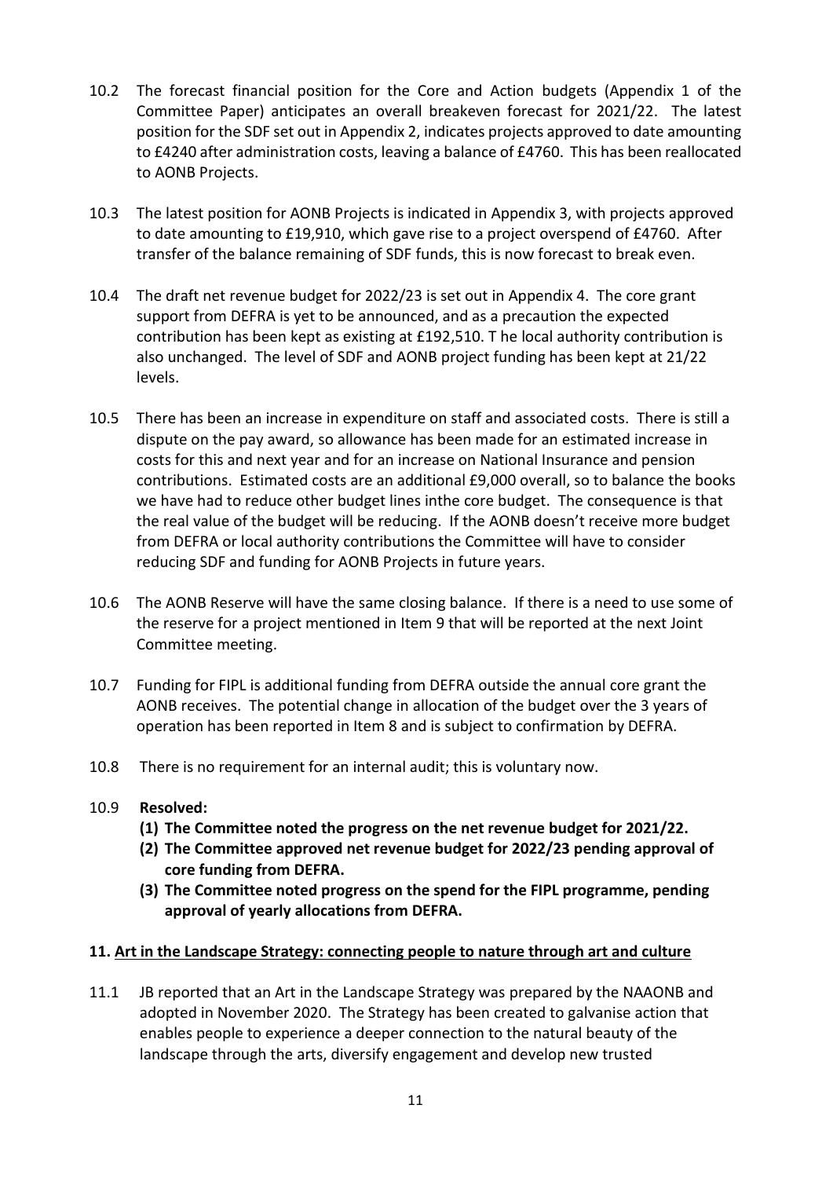10.2 The forecast financial position for the Core and Action budgets (Appendix 1 of the Committee Paper) anticipates an overall breakeven forecast for 2021/22. The latest position for the SDF set out in Appendix 2, indicates projects approved to date amounting to £4240 after administration costs, leaving a balance of £4760. This has been reallocated to AONB Projects.

10.3 The latest position for AONB Projects is indicated in Appendix 3, with projects approved to date amounting to £19,910, which gave rise to a project overspend of £4760. After transfer of the balance remaining of SDF funds, this is now forecast to break even.

10.4 The draft net revenue budget for 2022/23 is set out in Appendix 4. The core grant support from DEFRA is yet to be announced, and as a precaution the expected contribution has been kept as existing at £192,510. T he local authority contribution is also unchanged. The level of SDF and AONB project funding has been kept at 21/22 levels.

10.5 There has been an increase in expenditure on staff and associated costs. There is still a dispute on the pay award, so allowance has been made for an estimated increase in costs for this and next year and for an increase on National Insurance and pension contributions. Estimated costs are an additional £9,000 overall, so to balance the books we have had to reduce other budget lines inthe core budget. The consequence is that the real value of the budget will be reducing. If the AONB doesn't receive more budget from DEFRA or local authority contributions the Committee will have to consider reducing SDF and funding for AONB Projects in future years.

10.6 The AONB Reserve will have the same closing balance. If there is a need to use some of the reserve for a project mentioned in Item 9 that will be reported at the next Joint Committee meeting.

10.7 Funding for FIPL is additional funding from DEFRA outside the annual core grant the AONB receives. The potential change in allocation of the budget over the 3 years of operation has been reported in Item 8 and is subject to confirmation by DEFRA.

10.8 There is no requirement for an internal audit; this is voluntary now.

10.9 **Resolved:**

**(1) The Committee noted the progress on the net revenue budget for 2021/22.**

**(2) The Committee approved net revenue budget for 2022/23 pending approval of core funding from DEFRA.**

**(3) The Committee noted progress on the spend for the FIPL programme, pending approval of yearly allocations from DEFRA.**

## **11. Art in the Landscape Strategy: connecting people to nature through art and culture**

11.1 JB reported that an Art in the Landscape Strategy was prepared by the NAAONB and adopted in November 2020. The Strategy has been created to galvanise action that enables people to experience a deeper connection to the natural beauty of the landscape through the arts, diversify engagement and develop new trusted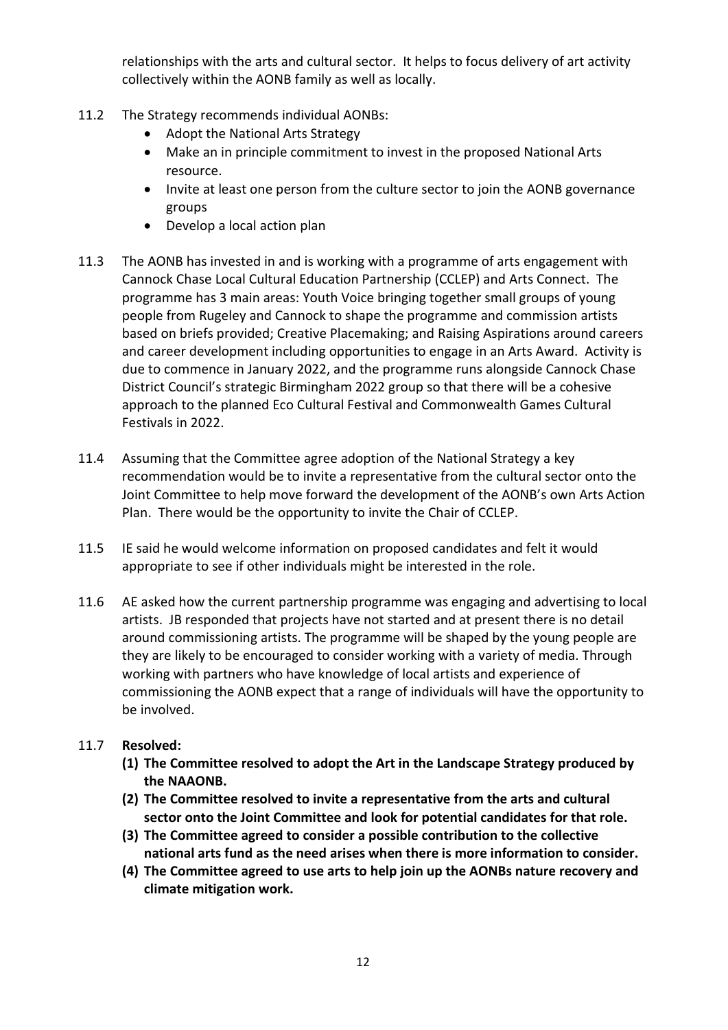relationships with the arts and cultural sector. It helps to focus delivery of art activity collectively within the AONB family as well as locally.

11.2 The Strategy recommends individual AONBs:
- Adopt the National Arts Strategy
- Make an in principle commitment to invest in the proposed National Arts resource.
- Invite at least one person from the culture sector to join the AONB governance groups
- Develop a local action plan

11.3 The AONB has invested in and is working with a programme of arts engagement with Cannock Chase Local Cultural Education Partnership (CCLEP) and Arts Connect. The programme has 3 main areas: Youth Voice bringing together small groups of young people from Rugeley and Cannock to shape the programme and commission artists based on briefs provided; Creative Placemaking; and Raising Aspirations around careers and career development including opportunities to engage in an Arts Award. Activity is due to commence in January 2022, and the programme runs alongside Cannock Chase District Council's strategic Birmingham 2022 group so that there will be a cohesive approach to the planned Eco Cultural Festival and Commonwealth Games Cultural Festivals in 2022.

11.4 Assuming that the Committee agree adoption of the National Strategy a key recommendation would be to invite a representative from the cultural sector onto the Joint Committee to help move forward the development of the AONB's own Arts Action Plan. There would be the opportunity to invite the Chair of CCLEP.

11.5 IE said he would welcome information on proposed candidates and felt it would appropriate to see if other individuals might be interested in the role.

11.6 AE asked how the current partnership programme was engaging and advertising to local artists. JB responded that projects have not started and at present there is no detail around commissioning artists. The programme will be shaped by the young people are they are likely to be encouraged to consider working with a variety of media. Through working with partners who have knowledge of local artists and experience of commissioning the AONB expect that a range of individuals will have the opportunity to be involved.

11.7 **Resolved:**
**(1) The Committee resolved to adopt the Art in the Landscape Strategy produced by the NAAONB.**
**(2) The Committee resolved to invite a representative from the arts and cultural sector onto the Joint Committee and look for potential candidates for that role.**
**(3) The Committee agreed to consider a possible contribution to the collective national arts fund as the need arises when there is more information to consider.**
**(4) The Committee agreed to use arts to help join up the AONBs nature recovery and climate mitigation work.**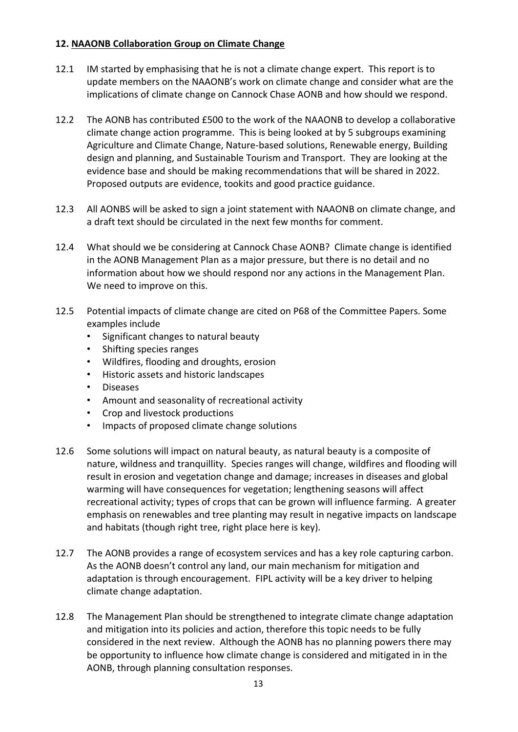**12. NAAONB Collaboration Group on Climate Change**

12.1 IM started by emphasising that he is not a climate change expert. This report is to update members on the NAAONB's work on climate change and consider what are the implications of climate change on Cannock Chase AONB and how should we respond.

12.2 The AONB has contributed £500 to the work of the NAAONB to develop a collaborative climate change action programme. This is being looked at by 5 subgroups examining Agriculture and Climate Change, Nature-based solutions, Renewable energy, Building design and planning, and Sustainable Tourism and Transport. They are looking at the evidence base and should be making recommendations that will be shared in 2022. Proposed outputs are evidence, tookits and good practice guidance.

12.3 All AONBS will be asked to sign a joint statement with NAAONB on climate change, and a draft text should be circulated in the next few months for comment.

12.4 What should we be considering at Cannock Chase AONB? Climate change is identified in the AONB Management Plan as a major pressure, but there is no detail and no information about how we should respond nor any actions in the Management Plan. We need to improve on this.

12.5 Potential impacts of climate change are cited on P68 of the Committee Papers. Some examples include

- Significant changes to natural beauty
- Shifting species ranges
- Wildfires, flooding and droughts, erosion
- Historic assets and historic landscapes
- Diseases
- Amount and seasonality of recreational activity
- Crop and livestock productions
- Impacts of proposed climate change solutions

12.6 Some solutions will impact on natural beauty, as natural beauty is a composite of nature, wildness and tranquillity. Species ranges will change, wildfires and flooding will result in erosion and vegetation change and damage; increases in diseases and global warming will have consequences for vegetation; lengthening seasons will affect recreational activity; types of crops that can be grown will influence farming. A greater emphasis on renewables and tree planting may result in negative impacts on landscape and habitats (though right tree, right place here is key).

12.7 The AONB provides a range of ecosystem services and has a key role capturing carbon. As the AONB doesn't control any land, our main mechanism for mitigation and adaptation is through encouragement. FIPL activity will be a key driver to helping climate change adaptation.

12.8 The Management Plan should be strengthened to integrate climate change adaptation and mitigation into its policies and action, therefore this topic needs to be fully considered in the next review. Although the AONB has no planning powers there may be opportunity to influence how climate change is considered and mitigated in in the AONB, through planning consultation responses.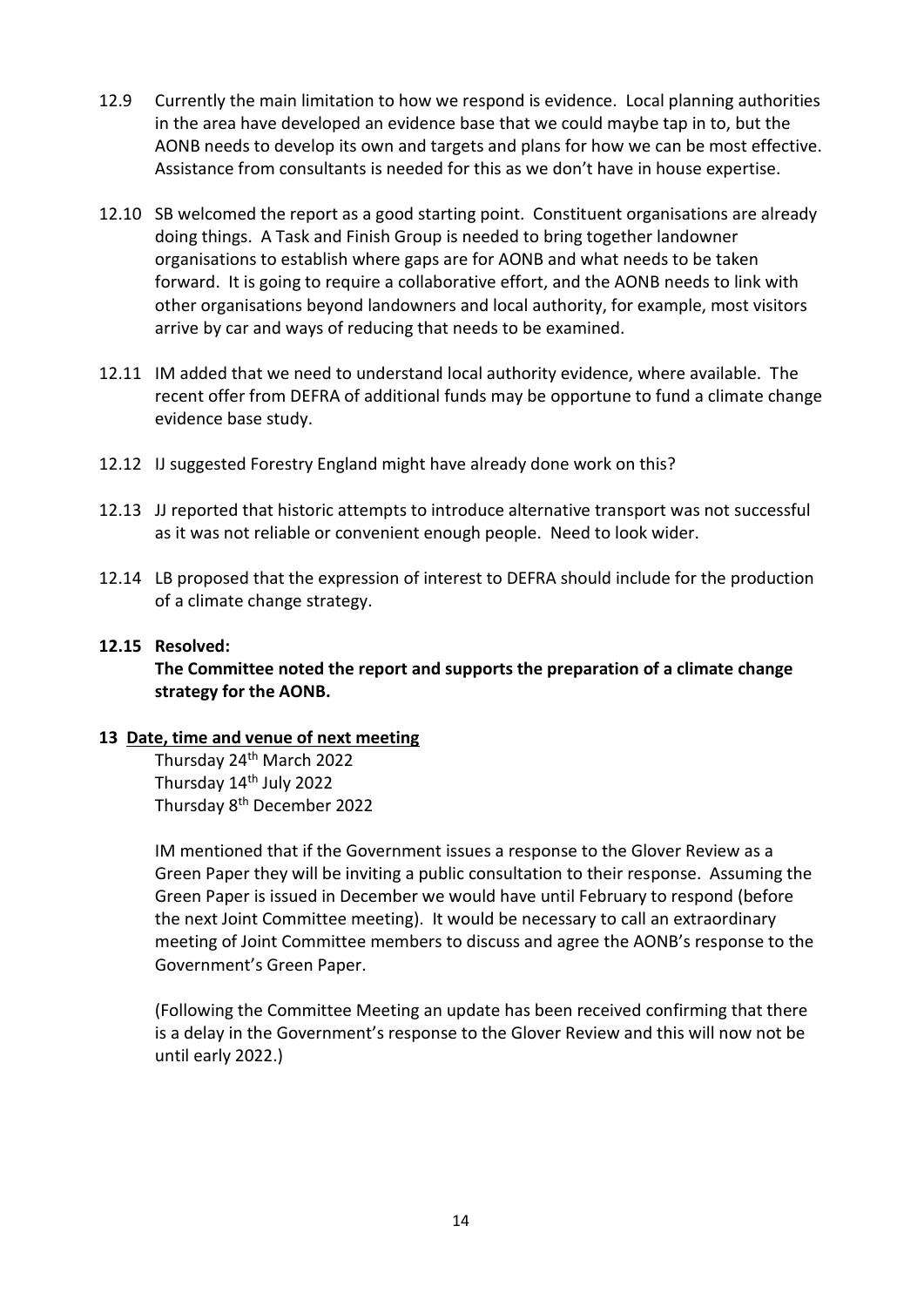12.9 Currently the main limitation to how we respond is evidence. Local planning authorities in the area have developed an evidence base that we could maybe tap in to, but the AONB needs to develop its own and targets and plans for how we can be most effective. Assistance from consultants is needed for this as we don't have in house expertise.

12.10 SB welcomed the report as a good starting point. Constituent organisations are already doing things. A Task and Finish Group is needed to bring together landowner organisations to establish where gaps are for AONB and what needs to be taken forward. It is going to require a collaborative effort, and the AONB needs to link with other organisations beyond landowners and local authority, for example, most visitors arrive by car and ways of reducing that needs to be examined.

12.11 IM added that we need to understand local authority evidence, where available. The recent offer from DEFRA of additional funds may be opportune to fund a climate change evidence base study.

12.12 IJ suggested Forestry England might have already done work on this?

12.13 JJ reported that historic attempts to introduce alternative transport was not successful as it was not reliable or convenient enough people. Need to look wider.

12.14 LB proposed that the expression of interest to DEFRA should include for the production of a climate change strategy.

**12.15 Resolved:**

**The Committee noted the report and supports the preparation of a climate change strategy for the AONB.**

**13 <u>Date, time and venue of next meeting</u>**

Thursday 24th March 2022
Thursday 14th July 2022
Thursday 8th December 2022

IM mentioned that if the Government issues a response to the Glover Review as a Green Paper they will be inviting a public consultation to their response. Assuming the Green Paper is issued in December we would have until February to respond (before the next Joint Committee meeting). It would be necessary to call an extraordinary meeting of Joint Committee members to discuss and agree the AONB's response to the Government's Green Paper.

(Following the Committee Meeting an update has been received confirming that there is a delay in the Government's response to the Glover Review and this will now not be until early 2022.)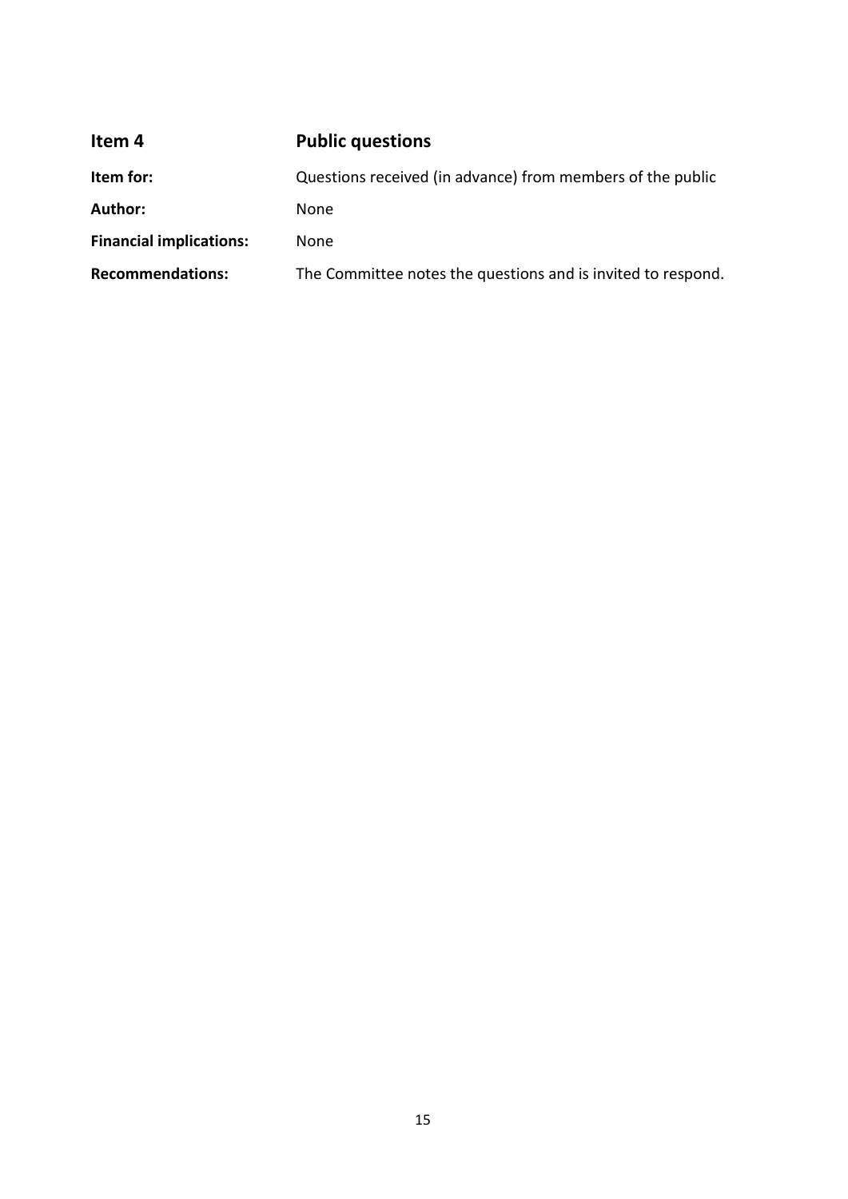| **Item 4** | **Public questions** |
|---|---|
| **Item for:** | Questions received (in advance) from members of the public |
| **Author:** | None |
| **Financial implications:** | None |
| **Recommendations:** | The Committee notes the questions and is invited to respond. |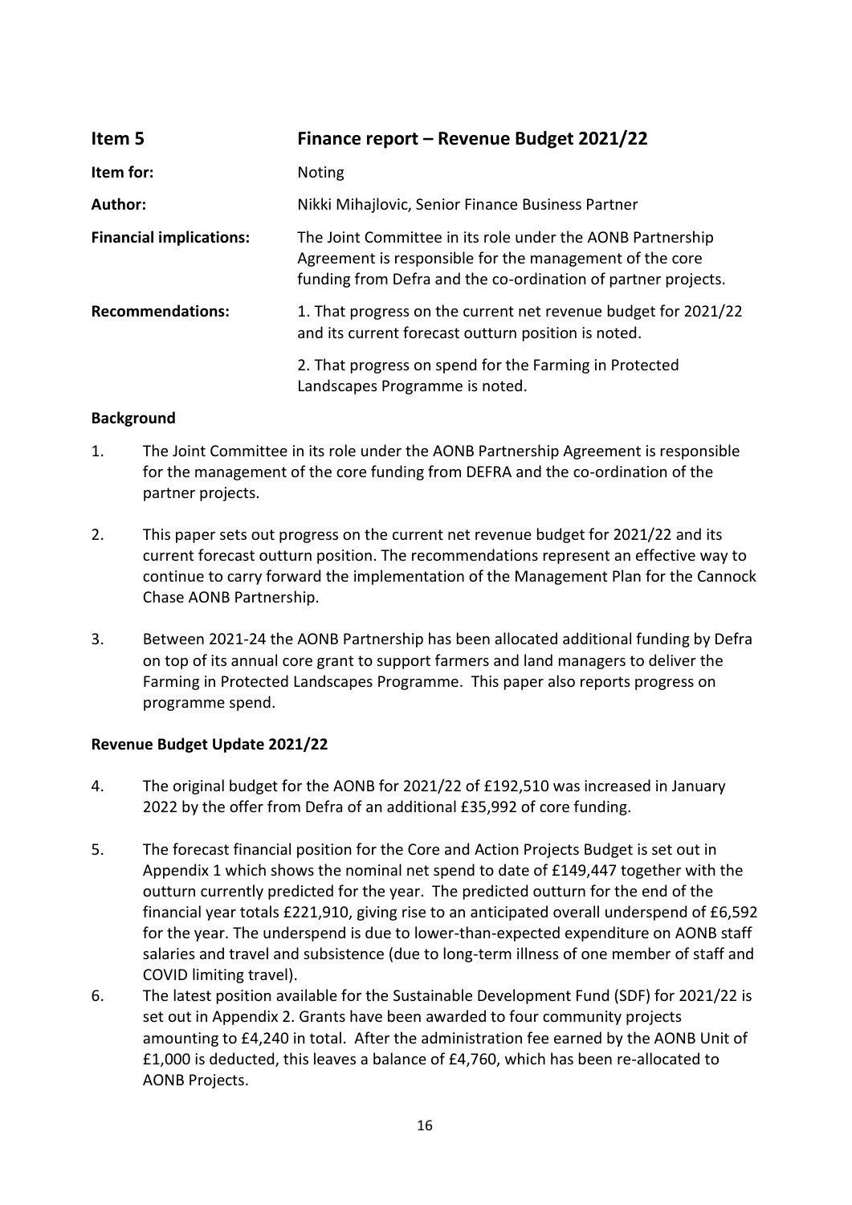## Item 5 Finance report – Revenue Budget 2021/22

| | |
|---|---|
| **Item for:** | Noting |
| **Author:** | Nikki Mihajlovic, Senior Finance Business Partner |
| **Financial implications:** | The Joint Committee in its role under the AONB Partnership Agreement is responsible for the management of the core funding from Defra and the co-ordination of partner projects. |
| **Recommendations:** | 1. That progress on the current net revenue budget for 2021/22 and its current forecast outturn position is noted.<br><br>2. That progress on spend for the Farming in Protected Landscapes Programme is noted. |

### Background

1. The Joint Committee in its role under the AONB Partnership Agreement is responsible for the management of the core funding from DEFRA and the co-ordination of the partner projects.

2. This paper sets out progress on the current net revenue budget for 2021/22 and its current forecast outturn position. The recommendations represent an effective way to continue to carry forward the implementation of the Management Plan for the Cannock Chase AONB Partnership.

3. Between 2021-24 the AONB Partnership has been allocated additional funding by Defra on top of its annual core grant to support farmers and land managers to deliver the Farming in Protected Landscapes Programme. This paper also reports progress on programme spend.

### Revenue Budget Update 2021/22

4. The original budget for the AONB for 2021/22 of £192,510 was increased in January 2022 by the offer from Defra of an additional £35,992 of core funding.

5. The forecast financial position for the Core and Action Projects Budget is set out in Appendix 1 which shows the nominal net spend to date of £149,447 together with the outturn currently predicted for the year. The predicted outturn for the end of the financial year totals £221,910, giving rise to an anticipated overall underspend of £6,592 for the year. The underspend is due to lower-than-expected expenditure on AONB staff salaries and travel and subsistence (due to long-term illness of one member of staff and COVID limiting travel).

6. The latest position available for the Sustainable Development Fund (SDF) for 2021/22 is set out in Appendix 2. Grants have been awarded to four community projects amounting to £4,240 in total. After the administration fee earned by the AONB Unit of £1,000 is deducted, this leaves a balance of £4,760, which has been re-allocated to AONB Projects.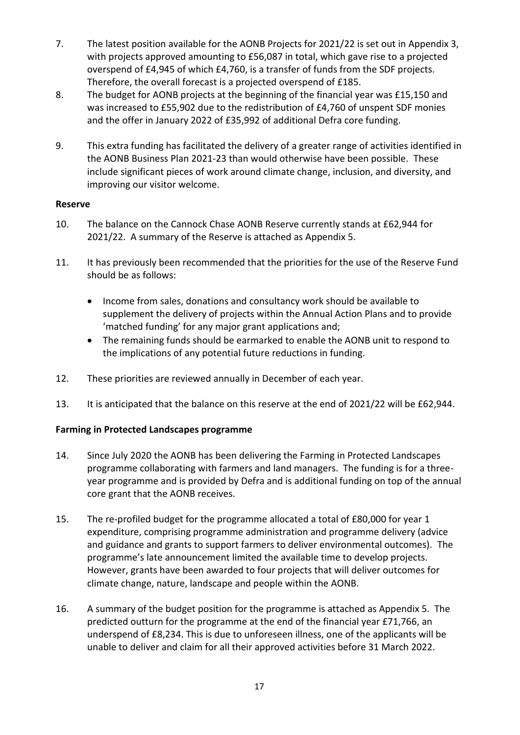7. The latest position available for the AONB Projects for 2021/22 is set out in Appendix 3, with projects approved amounting to £56,087 in total, which gave rise to a projected overspend of £4,945 of which £4,760, is a transfer of funds from the SDF projects. Therefore, the overall forecast is a projected overspend of £185.
8. The budget for AONB projects at the beginning of the financial year was £15,150 and was increased to £55,902 due to the redistribution of £4,760 of unspent SDF monies and the offer in January 2022 of £35,992 of additional Defra core funding.
9. This extra funding has facilitated the delivery of a greater range of activities identified in the AONB Business Plan 2021-23 than would otherwise have been possible. These include significant pieces of work around climate change, inclusion, and diversity, and improving our visitor welcome.

**Reserve**

10. The balance on the Cannock Chase AONB Reserve currently stands at £62,944 for 2021/22. A summary of the Reserve is attached as Appendix 5.
11. It has previously been recommended that the priorities for the use of the Reserve Fund should be as follows:
    - Income from sales, donations and consultancy work should be available to supplement the delivery of projects within the Annual Action Plans and to provide 'matched funding' for any major grant applications and;
    - The remaining funds should be earmarked to enable the AONB unit to respond to the implications of any potential future reductions in funding.
12. These priorities are reviewed annually in December of each year.
13. It is anticipated that the balance on this reserve at the end of 2021/22 will be £62,944.

**Farming in Protected Landscapes programme**

14. Since July 2020 the AONB has been delivering the Farming in Protected Landscapes programme collaborating with farmers and land managers. The funding is for a three-year programme and is provided by Defra and is additional funding on top of the annual core grant that the AONB receives.
15. The re-profiled budget for the programme allocated a total of £80,000 for year 1 expenditure, comprising programme administration and programme delivery (advice and guidance and grants to support farmers to deliver environmental outcomes). The programme's late announcement limited the available time to develop projects. However, grants have been awarded to four projects that will deliver outcomes for climate change, nature, landscape and people within the AONB.
16. A summary of the budget position for the programme is attached as Appendix 5. The predicted outturn for the programme at the end of the financial year £71,766, an underspend of £8,234. This is due to unforeseen illness, one of the applicants will be unable to deliver and claim for all their approved activities before 31 March 2022.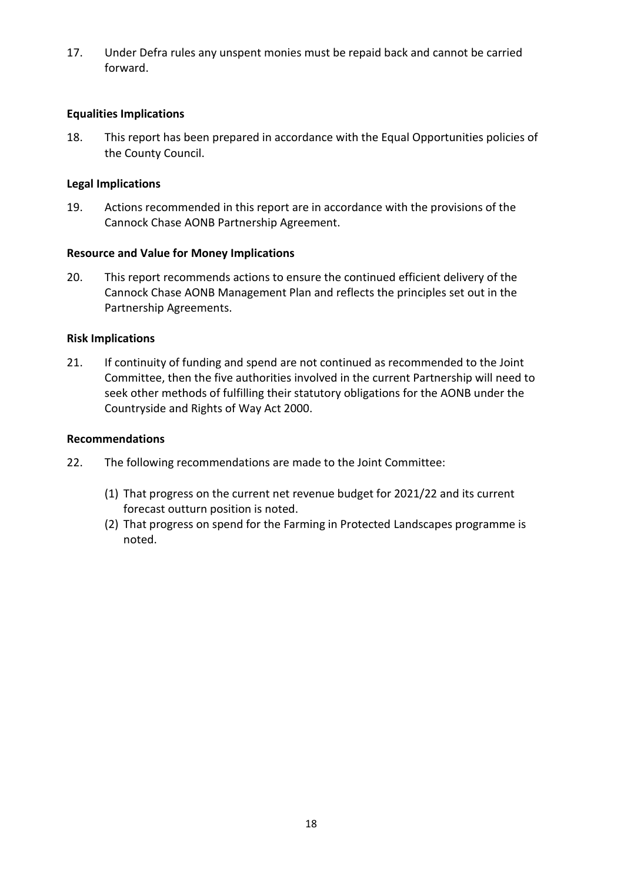17. Under Defra rules any unspent monies must be repaid back and cannot be carried forward.

**Equalities Implications**

18. This report has been prepared in accordance with the Equal Opportunities policies of the County Council.

**Legal Implications**

19. Actions recommended in this report are in accordance with the provisions of the Cannock Chase AONB Partnership Agreement.

**Resource and Value for Money Implications**

20. This report recommends actions to ensure the continued efficient delivery of the Cannock Chase AONB Management Plan and reflects the principles set out in the Partnership Agreements.

**Risk Implications**

21. If continuity of funding and spend are not continued as recommended to the Joint Committee, then the five authorities involved in the current Partnership will need to seek other methods of fulfilling their statutory obligations for the AONB under the Countryside and Rights of Way Act 2000.

**Recommendations**

22. The following recommendations are made to the Joint Committee:

    (1) That progress on the current net revenue budget for 2021/22 and its current forecast outturn position is noted.
    (2) That progress on spend for the Farming in Protected Landscapes programme is noted.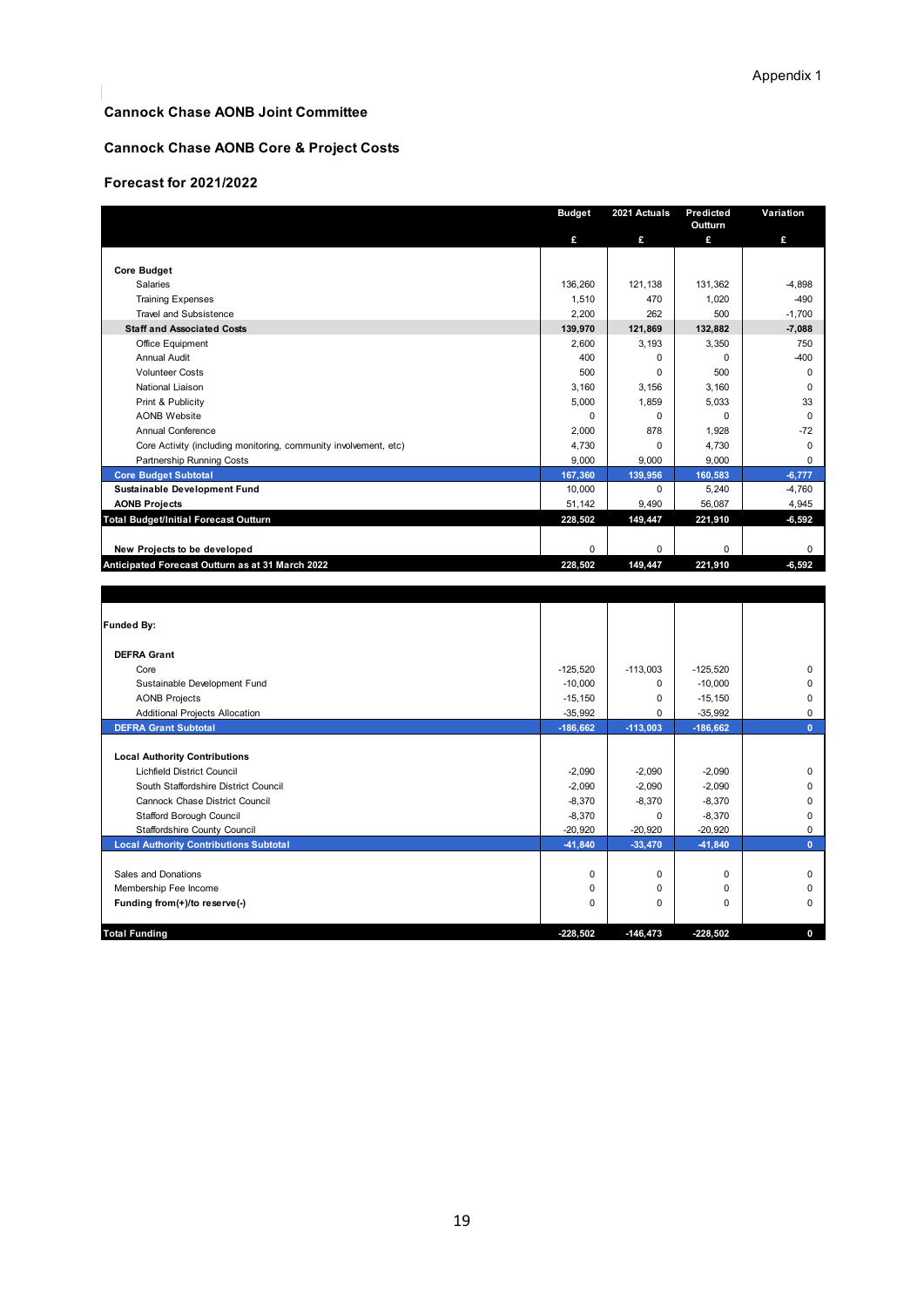Appendix 1

**Cannock Chase AONB Joint Committee**

**Cannock Chase AONB Core & Project Costs**

**Forecast for 2021/2022**

| | Budget | 2021 Actuals | Predicted Outturn | Variation |
|---|---|---|---|---|
| | £ | £ | £ | £ |
| **Core Budget** | | | | |
| Salaries | 136,260 | 121,138 | 131,362 | -4,898 |
| Training Expenses | 1,510 | 470 | 1,020 | -490 |
| Travel and Subsistence | 2,200 | 262 | 500 | -1,700 |
| **Staff and Associated Costs** | **139,970** | **121,869** | **132,882** | **-7,088** |
| Office Equipment | 2,600 | 3,193 | 3,350 | 750 |
| Annual Audit | 400 | 0 | 0 | -400 |
| Volunteer Costs | 500 | 0 | 500 | 0 |
| National Liaison | 3,160 | 3,156 | 3,160 | 0 |
| Print & Publicity | 5,000 | 1,859 | 5,033 | 33 |
| AONB Website | 0 | 0 | 0 | 0 |
| Annual Conference | 2,000 | 878 | 1,928 | -72 |
| Core Activity (including monitoring, community involvement, etc) | 4,730 | 0 | 4,730 | 0 |
| Partnership Running Costs | 9,000 | 9,000 | 9,000 | 0 |
| **Core Budget Subtotal** | **167,360** | **139,956** | **160,583** | **-6,777** |
| **Sustainable Development Fund** | 10,000 | 0 | 5,240 | -4,760 |
| **AONB Projects** | 51,142 | 9,490 | 56,087 | 4,945 |
| **Total Budget/Initial Forecast Outturn** | **228,502** | **149,447** | **221,910** | **-6,592** |
| **New Projects to be developed** | 0 | 0 | 0 | 0 |
| **Anticipated Forecast Outturn as at 31 March 2022** | **228,502** | **149,447** | **221,910** | **-6,592** |
| **Funded By:** | | | | |
| **DEFRA Grant** | | | | |
| Core | -125,520 | -113,003 | -125,520 | 0 |
| Sustainable Development Fund | -10,000 | 0 | -10,000 | 0 |
| AONB Projects | -15,150 | 0 | -15,150 | 0 |
| Additional Projects Allocation | -35,992 | 0 | -35,992 | 0 |
| **DEFRA Grant Subtotal** | **-186,662** | **-113,003** | **-186,662** | **0** |
| **Local Authority Contributions** | | | | |
| Lichfield District Council | -2,090 | -2,090 | -2,090 | 0 |
| South Staffordshire District Council | -2,090 | -2,090 | -2,090 | 0 |
| Cannock Chase District Council | -8,370 | -8,370 | -8,370 | 0 |
| Stafford Borough Council | -8,370 | 0 | -8,370 | 0 |
| Staffordshire County Council | -20,920 | -20,920 | -20,920 | 0 |
| **Local Authority Contributions Subtotal** | **-41,840** | **-33,470** | **-41,840** | **0** |
| Sales and Donations | 0 | 0 | 0 | 0 |
| Membership Fee Income | 0 | 0 | 0 | 0 |
| **Funding from(+)/to reserve(-)** | 0 | 0 | 0 | 0 |
| **Total Funding** | **-228,502** | **-146,473** | **-228,502** | **0** |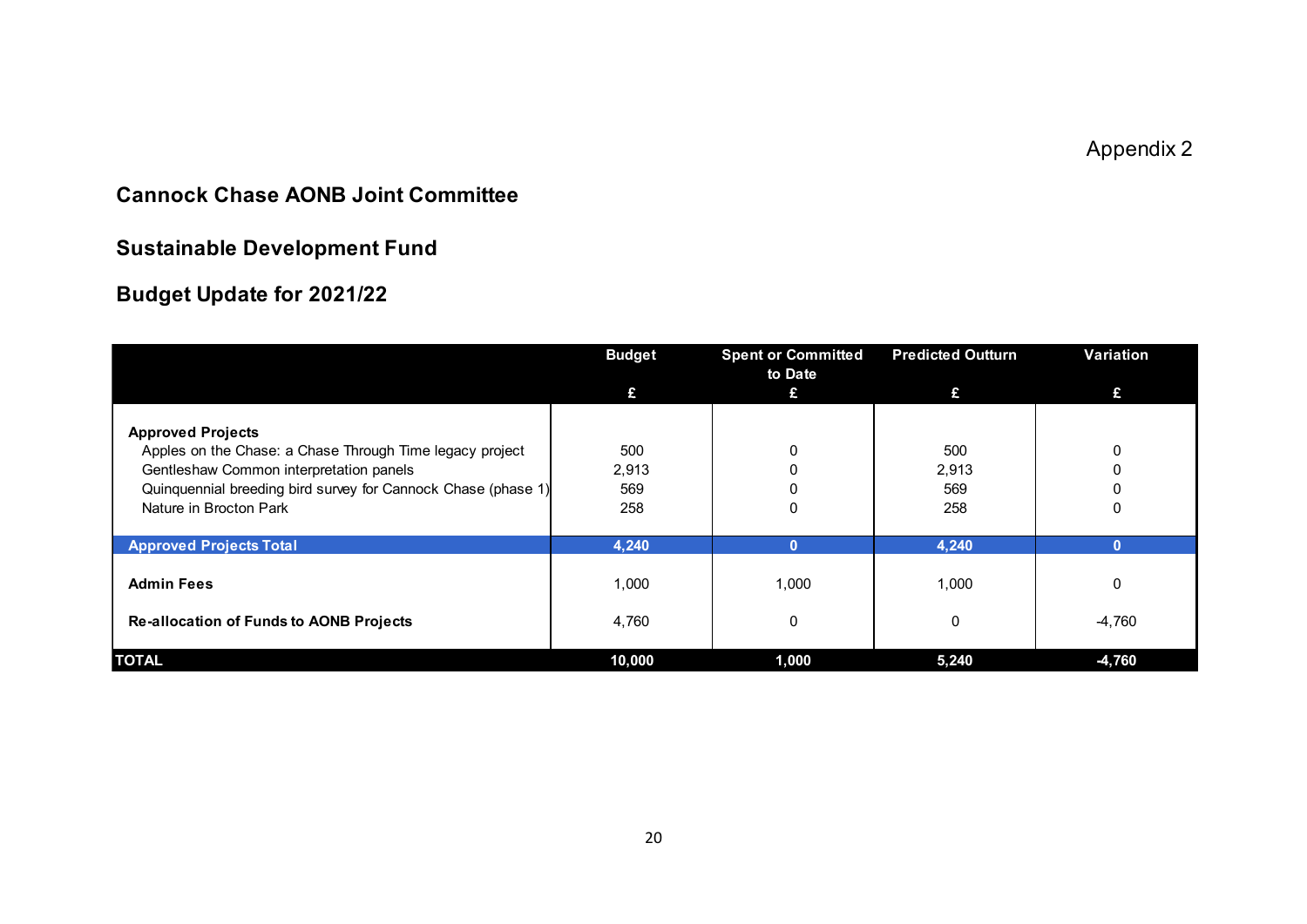Appendix 2

## Cannock Chase AONB Joint Committee

## Sustainable Development Fund

## Budget Update for 2021/22

| | Budget<br>£ | Spent or Committed to Date<br>£ | Predicted Outturn<br>£ | Variation<br>£ |
|---|---|---|---|---|
| **Approved Projects** | | | | |
| Apples on the Chase: a Chase Through Time legacy project | 500 | 0 | 500 | 0 |
| Gentleshaw Common interpretation panels | 2,913 | 0 | 2,913 | 0 |
| Quinquennial breeding bird survey for Cannock Chase (phase 1) | 569 | 0 | 569 | 0 |
| Nature in Brocton Park | 258 | 0 | 258 | 0 |
| **Approved Projects Total** | **4,240** | **0** | **4,240** | **0** |
| **Admin Fees** | 1,000 | 1,000 | 1,000 | 0 |
| **Re-allocation of Funds to AONB Projects** | 4,760 | 0 | 0 | -4,760 |
| **TOTAL** | **10,000** | **1,000** | **5,240** | **-4,760** |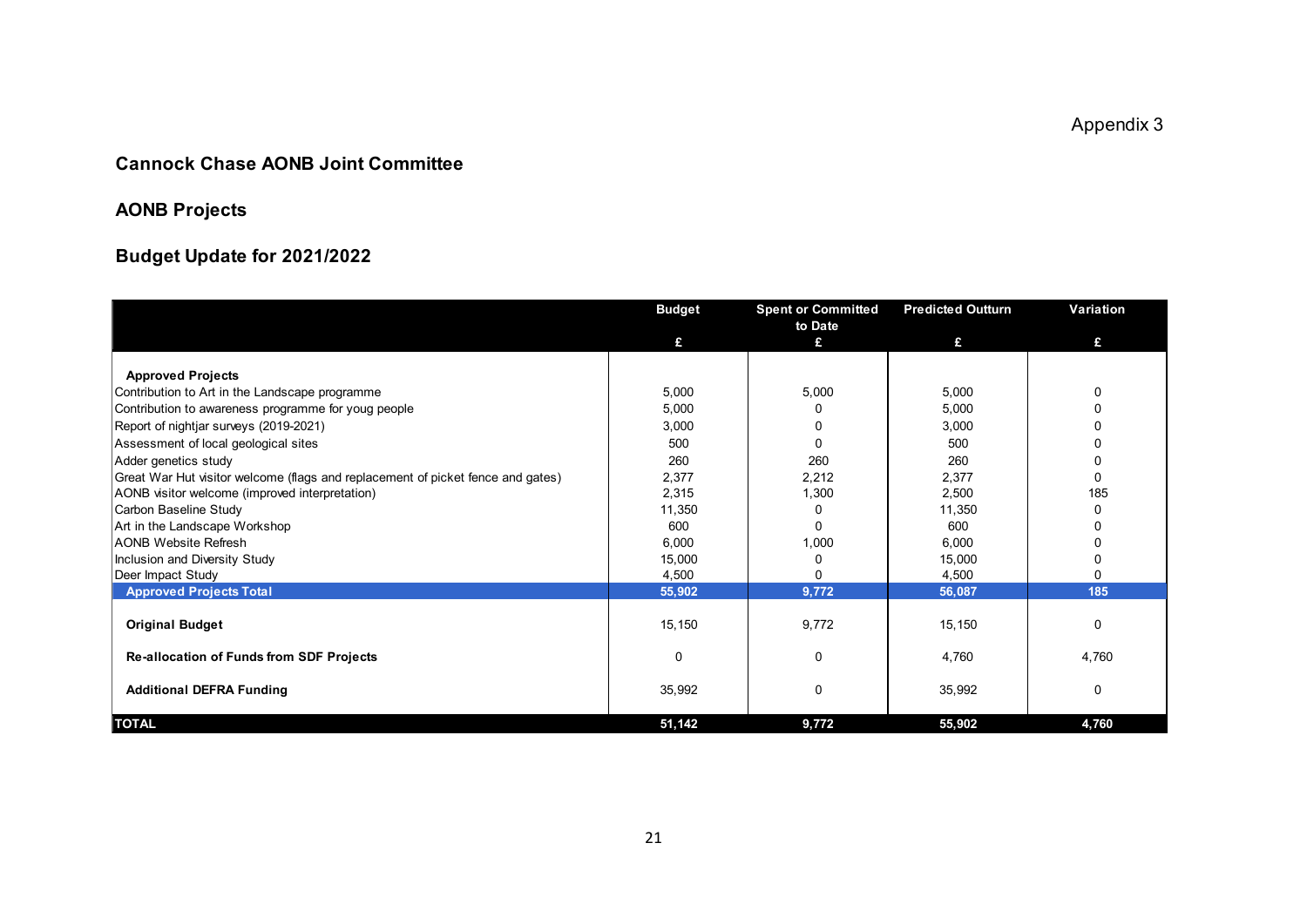Appendix 3

## Cannock Chase AONB Joint Committee

## AONB Projects

## Budget Update for 2021/2022

| | Budget | Spent or Committed to Date | Predicted Outturn | Variation |
|---|---|---|---|---|
| | £ | £ | £ | £ |
| **Approved Projects** | | | | |
| Contribution to Art in the Landscape programme | 5,000 | 5,000 | 5,000 | 0 |
| Contribution to awareness programme for youg people | 5,000 | 0 | 5,000 | 0 |
| Report of nightjar surveys (2019-2021) | 3,000 | 0 | 3,000 | 0 |
| Assessment of local geological sites | 500 | 0 | 500 | 0 |
| Adder genetics study | 260 | 260 | 260 | 0 |
| Great War Hut visitor welcome (flags and replacement of picket fence and gates) | 2,377 | 2,212 | 2,377 | 0 |
| AONB visitor welcome (improved interpretation) | 2,315 | 1,300 | 2,500 | 185 |
| Carbon Baseline Study | 11,350 | 0 | 11,350 | 0 |
| Art in the Landscape Workshop | 600 | 0 | 600 | 0 |
| AONB Website Refresh | 6,000 | 1,000 | 6,000 | 0 |
| Inclusion and Diversity Study | 15,000 | 0 | 15,000 | 0 |
| Deer Impact Study | 4,500 | 0 | 4,500 | 0 |
| **Approved Projects Total** | **55,902** | **9,772** | **56,087** | **185** |
| **Original Budget** | 15,150 | 9,772 | 15,150 | 0 |
| **Re-allocation of Funds from SDF Projects** | 0 | 0 | 4,760 | 4,760 |
| **Additional DEFRA Funding** | 35,992 | 0 | 35,992 | 0 |
| **TOTAL** | **51,142** | **9,772** | **55,902** | **4,760** |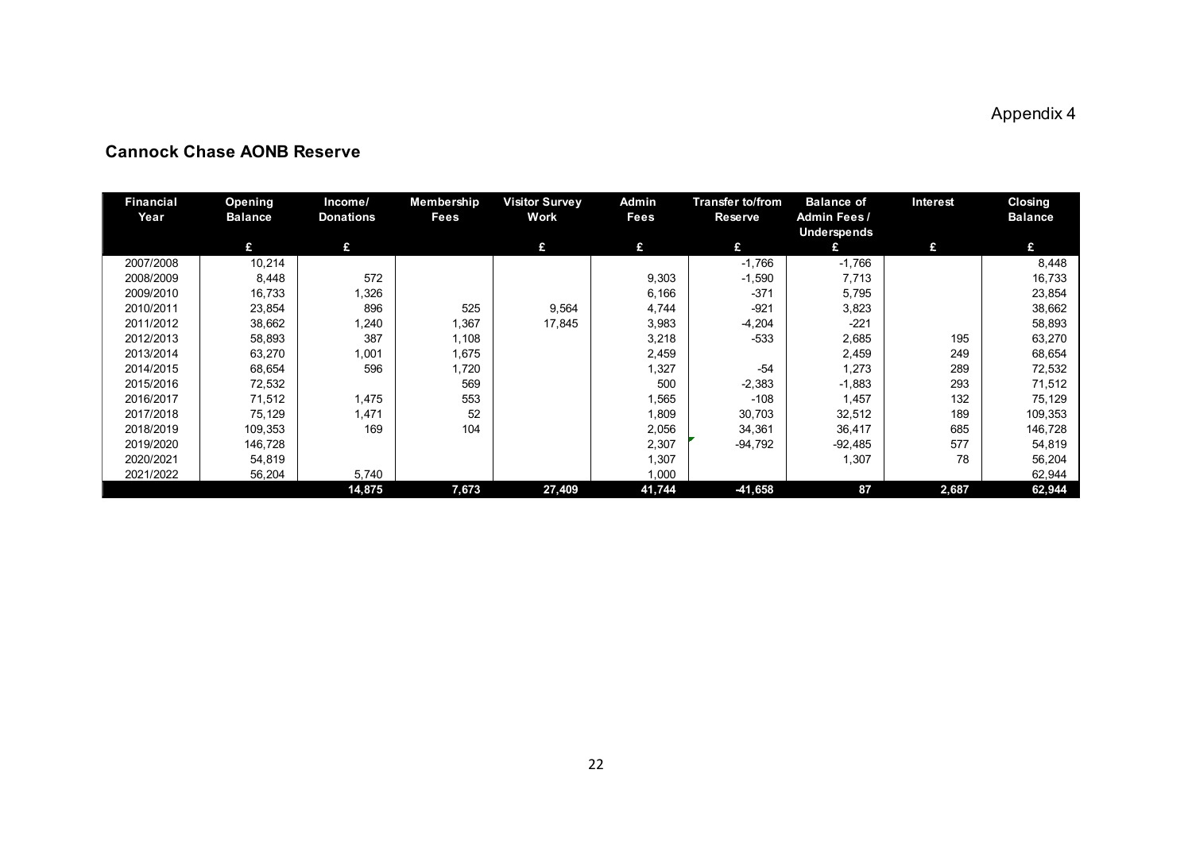Appendix 4

## Cannock Chase AONB Reserve

| Financial Year | Opening Balance | Income/ Donations | Membership Fees | Visitor Survey Work | Admin Fees | Transfer to/from Reserve | Balance of Admin Fees / Underspends | Interest | Closing Balance |
|---|---|---|---|---|---|---|---|---|---|
| | £ | £ | | £ | £ | £ | £ | £ | £ |
| 2007/2008 | 10,214 | | | | | -1,766 | -1,766 | | 8,448 |
| 2008/2009 | 8,448 | 572 | | | 9,303 | -1,590 | 7,713 | | 16,733 |
| 2009/2010 | 16,733 | 1,326 | | | 6,166 | -371 | 5,795 | | 23,854 |
| 2010/2011 | 23,854 | 896 | 525 | 9,564 | 4,744 | -921 | 3,823 | | 38,662 |
| 2011/2012 | 38,662 | 1,240 | 1,367 | 17,845 | 3,983 | -4,204 | -221 | | 58,893 |
| 2012/2013 | 58,893 | 387 | 1,108 | | 3,218 | -533 | 2,685 | 195 | 63,270 |
| 2013/2014 | 63,270 | 1,001 | 1,675 | | 2,459 | | 2,459 | 249 | 68,654 |
| 2014/2015 | 68,654 | 596 | 1,720 | | 1,327 | -54 | 1,273 | 289 | 72,532 |
| 2015/2016 | 72,532 | | 569 | | 500 | -2,383 | -1,883 | 293 | 71,512 |
| 2016/2017 | 71,512 | 1,475 | 553 | | 1,565 | -108 | 1,457 | 132 | 75,129 |
| 2017/2018 | 75,129 | 1,471 | 52 | | 1,809 | 30,703 | 32,512 | 189 | 109,353 |
| 2018/2019 | 109,353 | 169 | 104 | | 2,056 | 34,361 | 36,417 | 685 | 146,728 |
| 2019/2020 | 146,728 | | | | 2,307 | -94,792 | -92,485 | 577 | 54,819 |
| 2020/2021 | 54,819 | | | | 1,307 | | 1,307 | 78 | 56,204 |
| 2021/2022 | 56,204 | 5,740 | | | 1,000 | | | | 62,944 |
| | | 14,875 | 7,673 | 27,409 | 41,744 | -41,658 | 87 | 2,687 | 62,944 |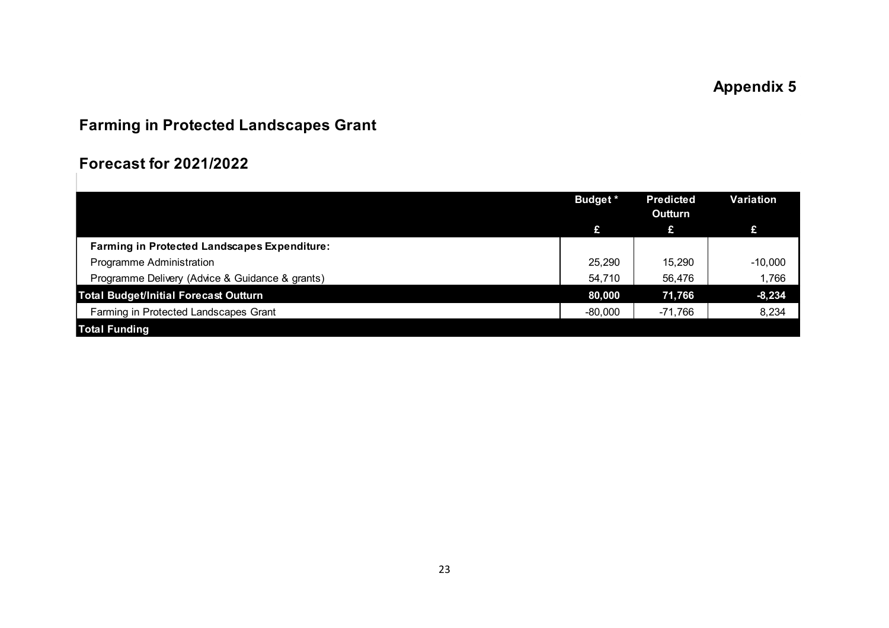**Appendix 5**

## Farming in Protected Landscapes Grant

## Forecast for 2021/2022

| | Budget * | Predicted Outturn | Variation |
|---|---|---|---|
| | £ | £ | £ |
| **Farming in Protected Landscapes Expenditure:** | | | |
| Programme Administration | 25,290 | 15,290 | -10,000 |
| Programme Delivery (Advice & Guidance & grants) | 54,710 | 56,476 | 1,766 |
| **Total Budget/Initial Forecast Outturn** | **80,000** | **71,766** | **-8,234** |
| Farming in Protected Landscapes Grant | -80,000 | -71,766 | 8,234 |
| **Total Funding** | | | |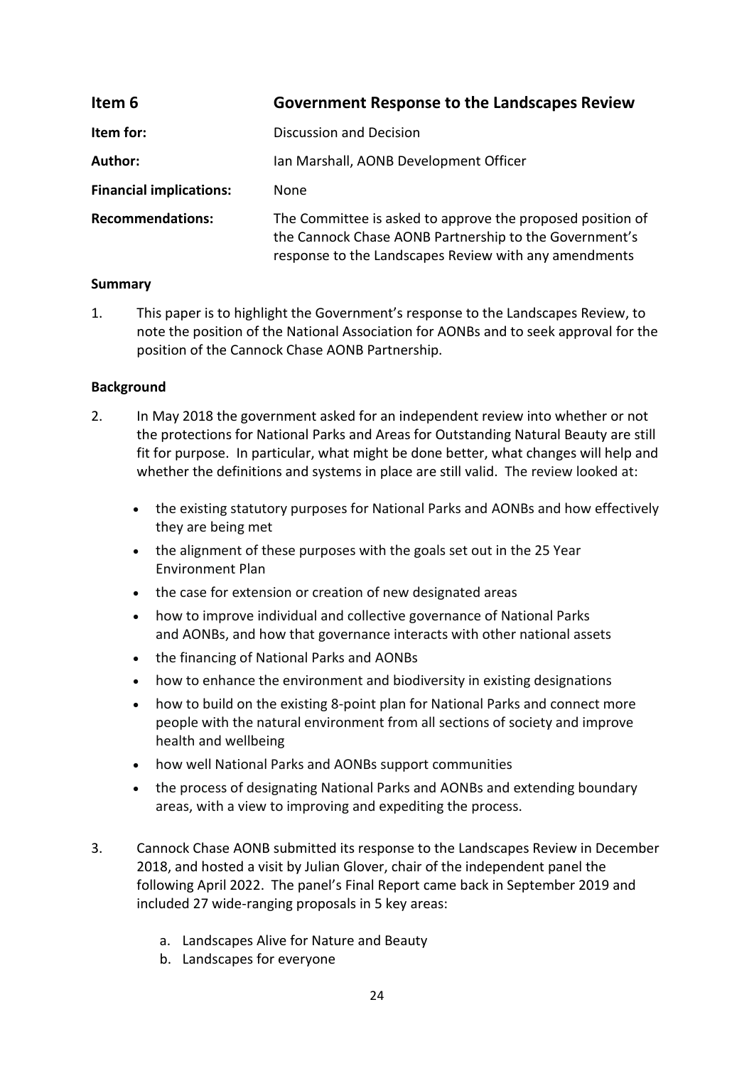## Item 6 — Government Response to the Landscapes Review

**Item for:** Discussion and Decision

**Author:** Ian Marshall, AONB Development Officer

**Financial implications:** None

**Recommendations:** The Committee is asked to approve the proposed position of the Cannock Chase AONB Partnership to the Government's response to the Landscapes Review with any amendments

### Summary

1. This paper is to highlight the Government's response to the Landscapes Review, to note the position of the National Association for AONBs and to seek approval for the position of the Cannock Chase AONB Partnership.

### Background

2. In May 2018 the government asked for an independent review into whether or not the protections for National Parks and Areas for Outstanding Natural Beauty are still fit for purpose. In particular, what might be done better, what changes will help and whether the definitions and systems in place are still valid. The review looked at:

   - the existing statutory purposes for National Parks and AONBs and how effectively they are being met
   - the alignment of these purposes with the goals set out in the 25 Year Environment Plan
   - the case for extension or creation of new designated areas
   - how to improve individual and collective governance of National Parks and AONBs, and how that governance interacts with other national assets
   - the financing of National Parks and AONBs
   - how to enhance the environment and biodiversity in existing designations
   - how to build on the existing 8-point plan for National Parks and connect more people with the natural environment from all sections of society and improve health and wellbeing
   - how well National Parks and AONBs support communities
   - the process of designating National Parks and AONBs and extending boundary areas, with a view to improving and expediting the process.

3. Cannock Chase AONB submitted its response to the Landscapes Review in December 2018, and hosted a visit by Julian Glover, chair of the independent panel the following April 2022. The panel's Final Report came back in September 2019 and included 27 wide-ranging proposals in 5 key areas:

   a. Landscapes Alive for Nature and Beauty
   b. Landscapes for everyone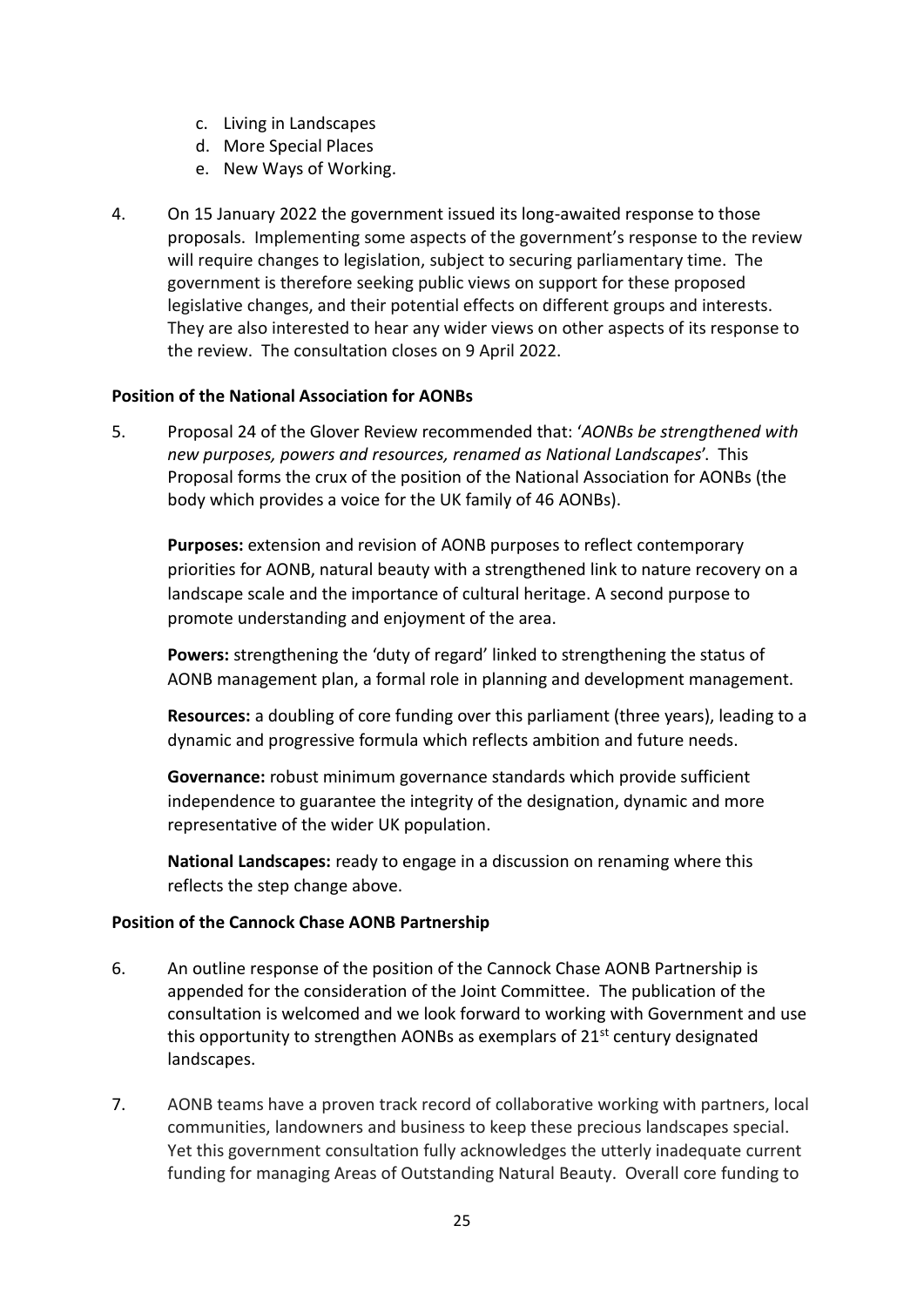c. Living in Landscapes
d. More Special Places
e. New Ways of Working.

4. On 15 January 2022 the government issued its long-awaited response to those proposals. Implementing some aspects of the government's response to the review will require changes to legislation, subject to securing parliamentary time. The government is therefore seeking public views on support for these proposed legislative changes, and their potential effects on different groups and interests. They are also interested to hear any wider views on other aspects of its response to the review. The consultation closes on 9 April 2022.

**Position of the National Association for AONBs**

5. Proposal 24 of the Glover Review recommended that: '*AONBs be strengthened with new purposes, powers and resources, renamed as National Landscapes*'. This Proposal forms the crux of the position of the National Association for AONBs (the body which provides a voice for the UK family of 46 AONBs).

   **Purposes:** extension and revision of AONB purposes to reflect contemporary priorities for AONB, natural beauty with a strengthened link to nature recovery on a landscape scale and the importance of cultural heritage. A second purpose to promote understanding and enjoyment of the area.

   **Powers:** strengthening the 'duty of regard' linked to strengthening the status of AONB management plan, a formal role in planning and development management.

   **Resources:** a doubling of core funding over this parliament (three years), leading to a dynamic and progressive formula which reflects ambition and future needs.

   **Governance:** robust minimum governance standards which provide sufficient independence to guarantee the integrity of the designation, dynamic and more representative of the wider UK population.

   **National Landscapes:** ready to engage in a discussion on renaming where this reflects the step change above.

**Position of the Cannock Chase AONB Partnership**

6. An outline response of the position of the Cannock Chase AONB Partnership is appended for the consideration of the Joint Committee. The publication of the consultation is welcomed and we look forward to working with Government and use this opportunity to strengthen AONBs as exemplars of 21st century designated landscapes.

7. AONB teams have a proven track record of collaborative working with partners, local communities, landowners and business to keep these precious landscapes special. Yet this government consultation fully acknowledges the utterly inadequate current funding for managing Areas of Outstanding Natural Beauty. Overall core funding to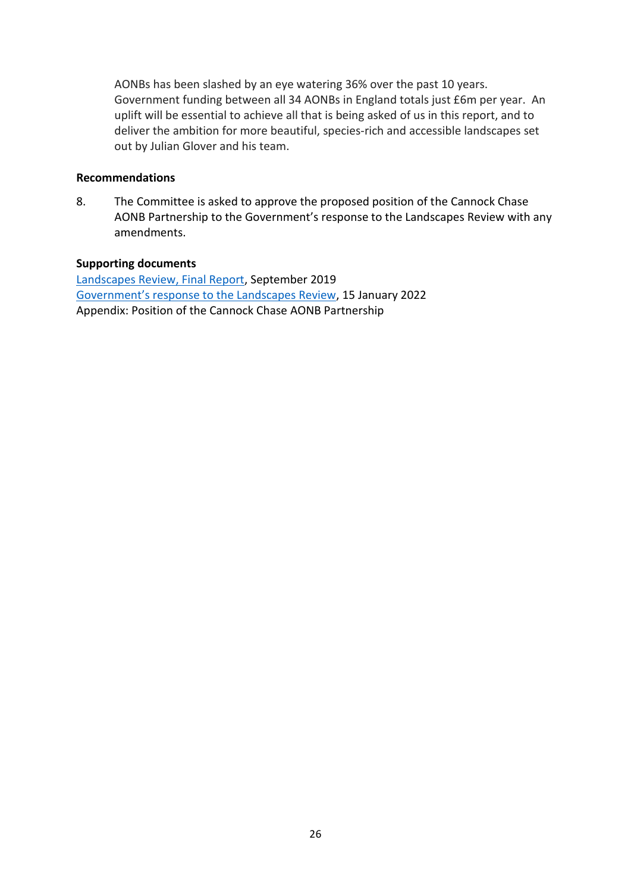AONBs has been slashed by an eye watering 36% over the past 10 years. Government funding between all 34 AONBs in England totals just £6m per year. An uplift will be essential to achieve all that is being asked of us in this report, and to deliver the ambition for more beautiful, species-rich and accessible landscapes set out by Julian Glover and his team.

**Recommendations**

8. The Committee is asked to approve the proposed position of the Cannock Chase AONB Partnership to the Government's response to the Landscapes Review with any amendments.

**Supporting documents**

Landscapes Review, Final Report, September 2019
Government's response to the Landscapes Review, 15 January 2022
Appendix: Position of the Cannock Chase AONB Partnership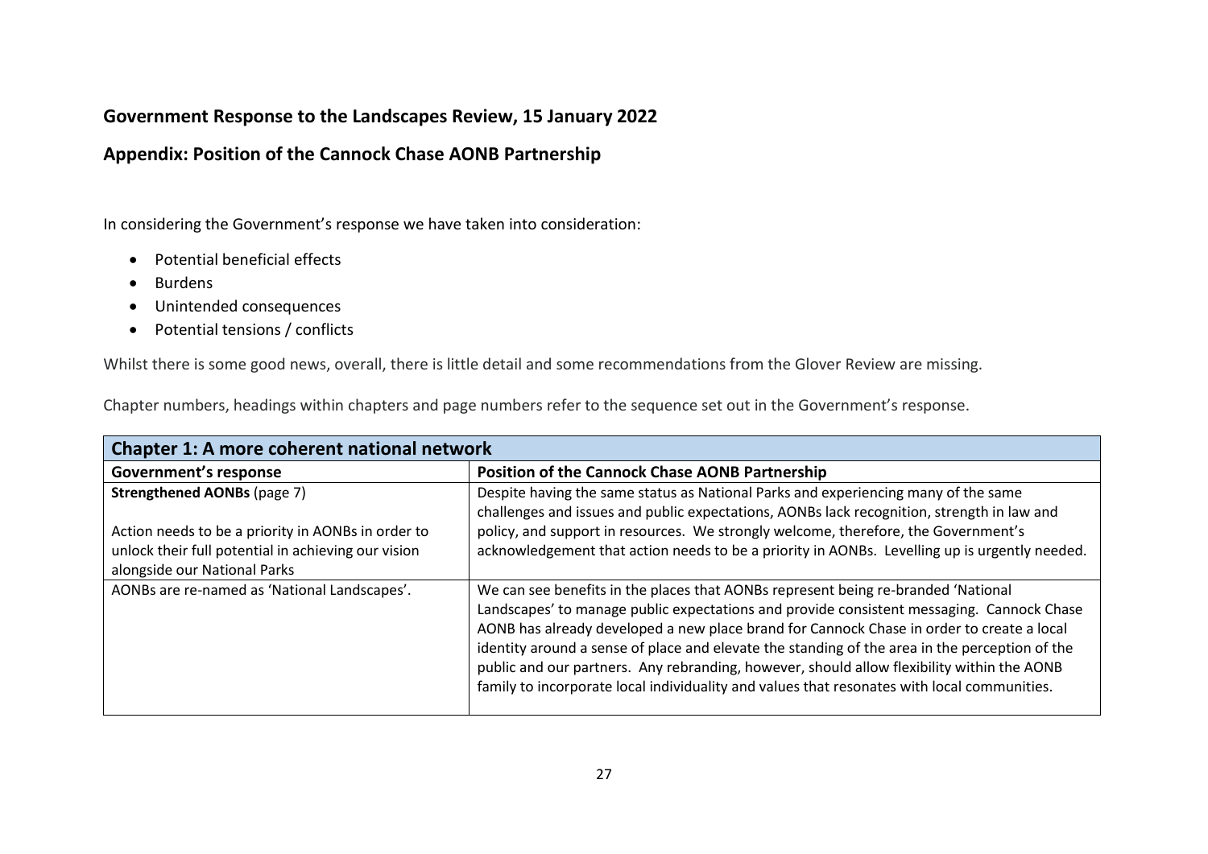## Government Response to the Landscapes Review, 15 January 2022

## Appendix: Position of the Cannock Chase AONB Partnership

In considering the Government's response we have taken into consideration:

- Potential beneficial effects
- Burdens
- Unintended consequences
- Potential tensions / conflicts

Whilst there is some good news, overall, there is little detail and some recommendations from the Glover Review are missing.

Chapter numbers, headings within chapters and page numbers refer to the sequence set out in the Government's response.

| **Chapter 1: A more coherent national network** | |
|---|---|
| **Government's response** | **Position of the Cannock Chase AONB Partnership** |
| **Strengthened AONBs** (page 7)<br><br>Action needs to be a priority in AONBs in order to unlock their full potential in achieving our vision alongside our National Parks | Despite having the same status as National Parks and experiencing many of the same challenges and issues and public expectations, AONBs lack recognition, strength in law and policy, and support in resources. We strongly welcome, therefore, the Government's acknowledgement that action needs to be a priority in AONBs. Levelling up is urgently needed. |
| AONBs are re-named as 'National Landscapes'. | We can see benefits in the places that AONBs represent being re-branded 'National Landscapes' to manage public expectations and provide consistent messaging. Cannock Chase AONB has already developed a new place brand for Cannock Chase in order to create a local identity around a sense of place and elevate the standing of the area in the perception of the public and our partners. Any rebranding, however, should allow flexibility within the AONB family to incorporate local individuality and values that resonates with local communities. |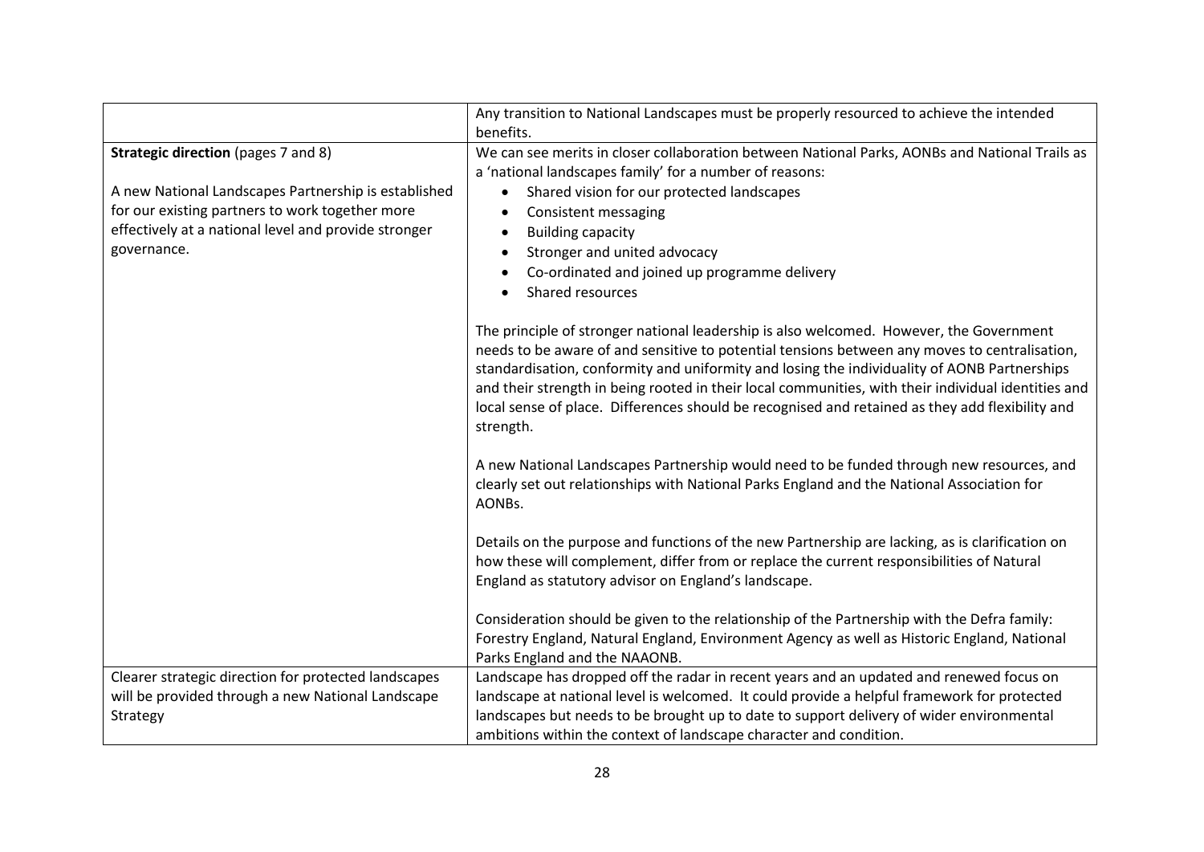| | |
|---|---|
| | Any transition to National Landscapes must be properly resourced to achieve the intended benefits. |
| **Strategic direction** (pages 7 and 8)<br><br>A new National Landscapes Partnership is established for our existing partners to work together more effectively at a national level and provide stronger governance. | We can see merits in closer collaboration between National Parks, AONBs and National Trails as a 'national landscapes family' for a number of reasons:<br>• Shared vision for our protected landscapes<br>• Consistent messaging<br>• Building capacity<br>• Stronger and united advocacy<br>• Co-ordinated and joined up programme delivery<br>• Shared resources<br><br>The principle of stronger national leadership is also welcomed. However, the Government needs to be aware of and sensitive to potential tensions between any moves to centralisation, standardisation, conformity and uniformity and losing the individuality of AONB Partnerships and their strength in being rooted in their local communities, with their individual identities and local sense of place. Differences should be recognised and retained as they add flexibility and strength.<br><br>A new National Landscapes Partnership would need to be funded through new resources, and clearly set out relationships with National Parks England and the National Association for AONBs.<br><br>Details on the purpose and functions of the new Partnership are lacking, as is clarification on how these will complement, differ from or replace the current responsibilities of Natural England as statutory advisor on England's landscape.<br><br>Consideration should be given to the relationship of the Partnership with the Defra family: Forestry England, Natural England, Environment Agency as well as Historic England, National Parks England and the NAAONB. |
| Clearer strategic direction for protected landscapes will be provided through a new National Landscape Strategy | Landscape has dropped off the radar in recent years and an updated and renewed focus on landscape at national level is welcomed. It could provide a helpful framework for protected landscapes but needs to be brought up to date to support delivery of wider environmental ambitions within the context of landscape character and condition. |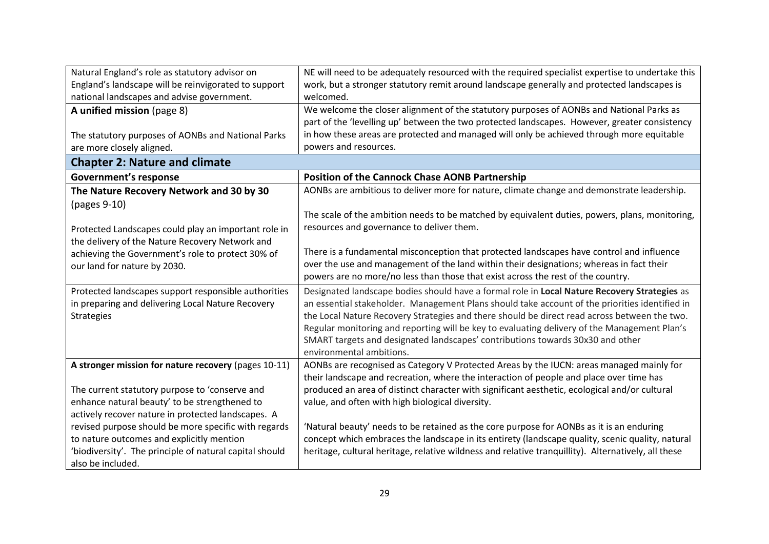| | |
|---|---|
| Natural England's role as statutory advisor on England's landscape will be reinvigorated to support national landscapes and advise government. | NE will need to be adequately resourced with the required specialist expertise to undertake this work, but a stronger statutory remit around landscape generally and protected landscapes is welcomed. |
| **A unified mission** (page 8)<br><br>The statutory purposes of AONBs and National Parks are more closely aligned. | We welcome the closer alignment of the statutory purposes of AONBs and National Parks as part of the 'levelling up' between the two protected landscapes. However, greater consistency in how these areas are protected and managed will only be achieved through more equitable powers and resources. |
| **Chapter 2: Nature and climate** | |
| **Government's response** | **Position of the Cannock Chase AONB Partnership** |
| **The Nature Recovery Network and 30 by 30** (pages 9-10)<br><br>Protected Landscapes could play an important role in the delivery of the Nature Recovery Network and achieving the Government's role to protect 30% of our land for nature by 2030. | AONBs are ambitious to deliver more for nature, climate change and demonstrate leadership.<br><br>The scale of the ambition needs to be matched by equivalent duties, powers, plans, monitoring, resources and governance to deliver them.<br><br>There is a fundamental misconception that protected landscapes have control and influence over the use and management of the land within their designations; whereas in fact their powers are no more/no less than those that exist across the rest of the country. |
| Protected landscapes support responsible authorities in preparing and delivering Local Nature Recovery Strategies | Designated landscape bodies should have a formal role in **Local Nature Recovery Strategies** as an essential stakeholder. Management Plans should take account of the priorities identified in the Local Nature Recovery Strategies and there should be direct read across between the two. Regular monitoring and reporting will be key to evaluating delivery of the Management Plan's SMART targets and designated landscapes' contributions towards 30x30 and other environmental ambitions. |
| **A stronger mission for nature recovery** (pages 10-11)<br><br>The current statutory purpose to 'conserve and enhance natural beauty' to be strengthened to actively recover nature in protected landscapes. A revised purpose should be more specific with regards to nature outcomes and explicitly mention 'biodiversity'. The principle of natural capital should also be included. | AONBs are recognised as Category V Protected Areas by the IUCN: areas managed mainly for their landscape and recreation, where the interaction of people and place over time has produced an area of distinct character with significant aesthetic, ecological and/or cultural value, and often with high biological diversity.<br><br>'Natural beauty' needs to be retained as the core purpose for AONBs as it is an enduring concept which embraces the landscape in its entirety (landscape quality, scenic quality, natural heritage, cultural heritage, relative wildness and relative tranquillity). Alternatively, all these |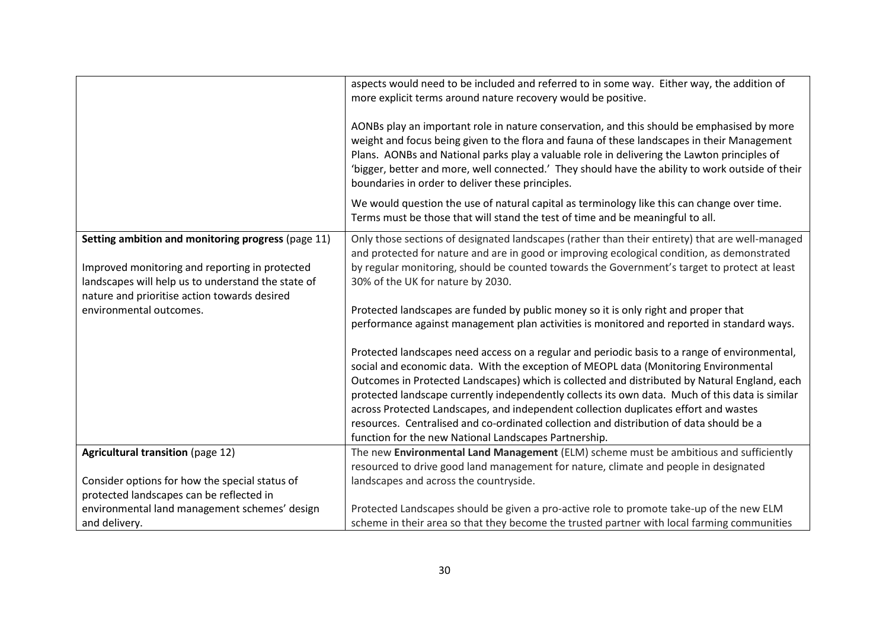| | |
|---|---|
| | aspects would need to be included and referred to in some way. Either way, the addition of more explicit terms around nature recovery would be positive.<br><br>AONBs play an important role in nature conservation, and this should be emphasised by more weight and focus being given to the flora and fauna of these landscapes in their Management Plans. AONBs and National parks play a valuable role in delivering the Lawton principles of 'bigger, better and more, well connected.' They should have the ability to work outside of their boundaries in order to deliver these principles.<br><br>We would question the use of natural capital as terminology like this can change over time. Terms must be those that will stand the test of time and be meaningful to all. |
| **Setting ambition and monitoring progress** (page 11)<br><br>Improved monitoring and reporting in protected landscapes will help us to understand the state of nature and prioritise action towards desired environmental outcomes. | Only those sections of designated landscapes (rather than their entirety) that are well-managed and protected for nature and are in good or improving ecological condition, as demonstrated by regular monitoring, should be counted towards the Government's target to protect at least 30% of the UK for nature by 2030.<br><br>Protected landscapes are funded by public money so it is only right and proper that performance against management plan activities is monitored and reported in standard ways.<br><br>Protected landscapes need access on a regular and periodic basis to a range of environmental, social and economic data. With the exception of MEOPL data (Monitoring Environmental Outcomes in Protected Landscapes) which is collected and distributed by Natural England, each protected landscape currently independently collects its own data. Much of this data is similar across Protected Landscapes, and independent collection duplicates effort and wastes resources. Centralised and co-ordinated collection and distribution of data should be a function for the new National Landscapes Partnership. |
| **Agricultural transition** (page 12)<br><br>Consider options for how the special status of protected landscapes can be reflected in environmental land management schemes' design and delivery. | The new **Environmental Land Management** (ELM) scheme must be ambitious and sufficiently resourced to drive good land management for nature, climate and people in designated landscapes and across the countryside.<br><br>Protected Landscapes should be given a pro-active role to promote take-up of the new ELM scheme in their area so that they become the trusted partner with local farming communities |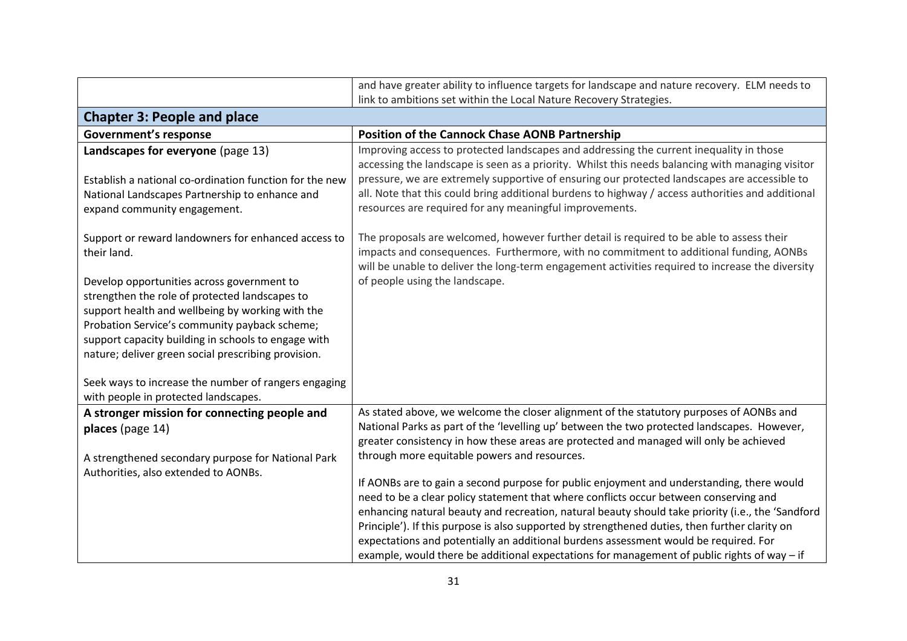| | |
|---|---|
| | and have greater ability to influence targets for landscape and nature recovery. ELM needs to link to ambitions set within the Local Nature Recovery Strategies. |
| **Chapter 3: People and place** | |
| **Government's response** | **Position of the Cannock Chase AONB Partnership** |
| **Landscapes for everyone** (page 13)<br><br>Establish a national co-ordination function for the new National Landscapes Partnership to enhance and expand community engagement.<br><br>Support or reward landowners for enhanced access to their land.<br><br>Develop opportunities across government to strengthen the role of protected landscapes to support health and wellbeing by working with the Probation Service's community payback scheme; support capacity building in schools to engage with nature; deliver green social prescribing provision.<br><br>Seek ways to increase the number of rangers engaging with people in protected landscapes. | Improving access to protected landscapes and addressing the current inequality in those accessing the landscape is seen as a priority. Whilst this needs balancing with managing visitor pressure, we are extremely supportive of ensuring our protected landscapes are accessible to all. Note that this could bring additional burdens to highway / access authorities and additional resources are required for any meaningful improvements.<br><br>The proposals are welcomed, however further detail is required to be able to assess their impacts and consequences. Furthermore, with no commitment to additional funding, AONBs will be unable to deliver the long-term engagement activities required to increase the diversity of people using the landscape. |
| **A stronger mission for connecting people and places** (page 14)<br><br>A strengthened secondary purpose for National Park Authorities, also extended to AONBs. | As stated above, we welcome the closer alignment of the statutory purposes of AONBs and National Parks as part of the 'levelling up' between the two protected landscapes. However, greater consistency in how these areas are protected and managed will only be achieved through more equitable powers and resources.<br><br>If AONBs are to gain a second purpose for public enjoyment and understanding, there would need to be a clear policy statement that where conflicts occur between conserving and enhancing natural beauty and recreation, natural beauty should take priority (i.e., the 'Sandford Principle'). If this purpose is also supported by strengthened duties, then further clarity on expectations and potentially an additional burdens assessment would be required. For example, would there be additional expectations for management of public rights of way – if |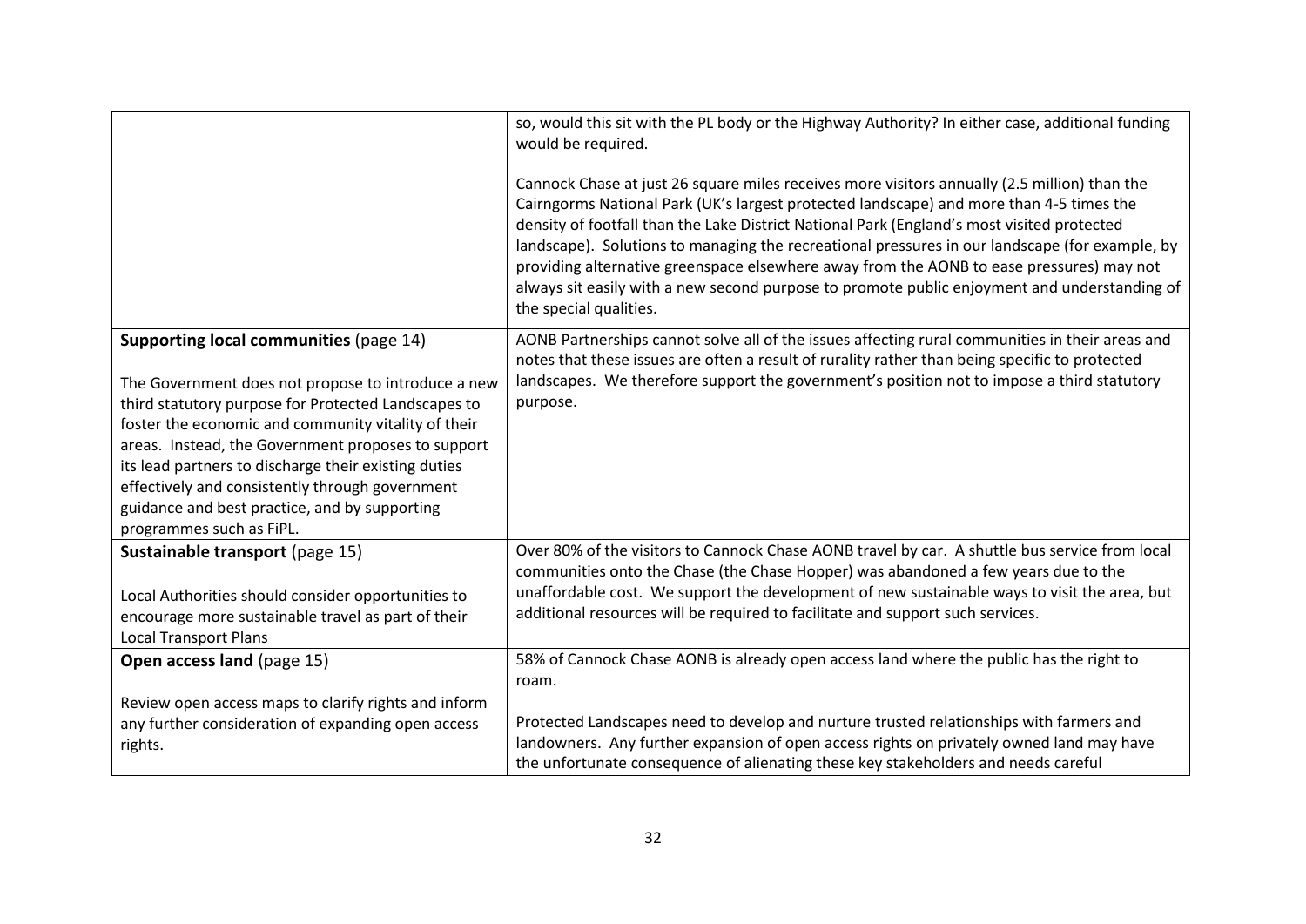| | |
|---|---|
| | so, would this sit with the PL body or the Highway Authority? In either case, additional funding would be required.<br><br>Cannock Chase at just 26 square miles receives more visitors annually (2.5 million) than the Cairngorms National Park (UK's largest protected landscape) and more than 4-5 times the density of footfall than the Lake District National Park (England's most visited protected landscape). Solutions to managing the recreational pressures in our landscape (for example, by providing alternative greenspace elsewhere away from the AONB to ease pressures) may not always sit easily with a new second purpose to promote public enjoyment and understanding of the special qualities. |
| **Supporting local communities** (page 14)<br><br>The Government does not propose to introduce a new third statutory purpose for Protected Landscapes to foster the economic and community vitality of their areas. Instead, the Government proposes to support its lead partners to discharge their existing duties effectively and consistently through government guidance and best practice, and by supporting programmes such as FiPL. | AONB Partnerships cannot solve all of the issues affecting rural communities in their areas and notes that these issues are often a result of rurality rather than being specific to protected landscapes. We therefore support the government's position not to impose a third statutory purpose. |
| **Sustainable transport** (page 15)<br><br>Local Authorities should consider opportunities to encourage more sustainable travel as part of their Local Transport Plans | Over 80% of the visitors to Cannock Chase AONB travel by car. A shuttle bus service from local communities onto the Chase (the Chase Hopper) was abandoned a few years due to the unaffordable cost. We support the development of new sustainable ways to visit the area, but additional resources will be required to facilitate and support such services. |
| **Open access land** (page 15)<br><br>Review open access maps to clarify rights and inform any further consideration of expanding open access rights. | 58% of Cannock Chase AONB is already open access land where the public has the right to roam.<br><br>Protected Landscapes need to develop and nurture trusted relationships with farmers and landowners. Any further expansion of open access rights on privately owned land may have the unfortunate consequence of alienating these key stakeholders and needs careful |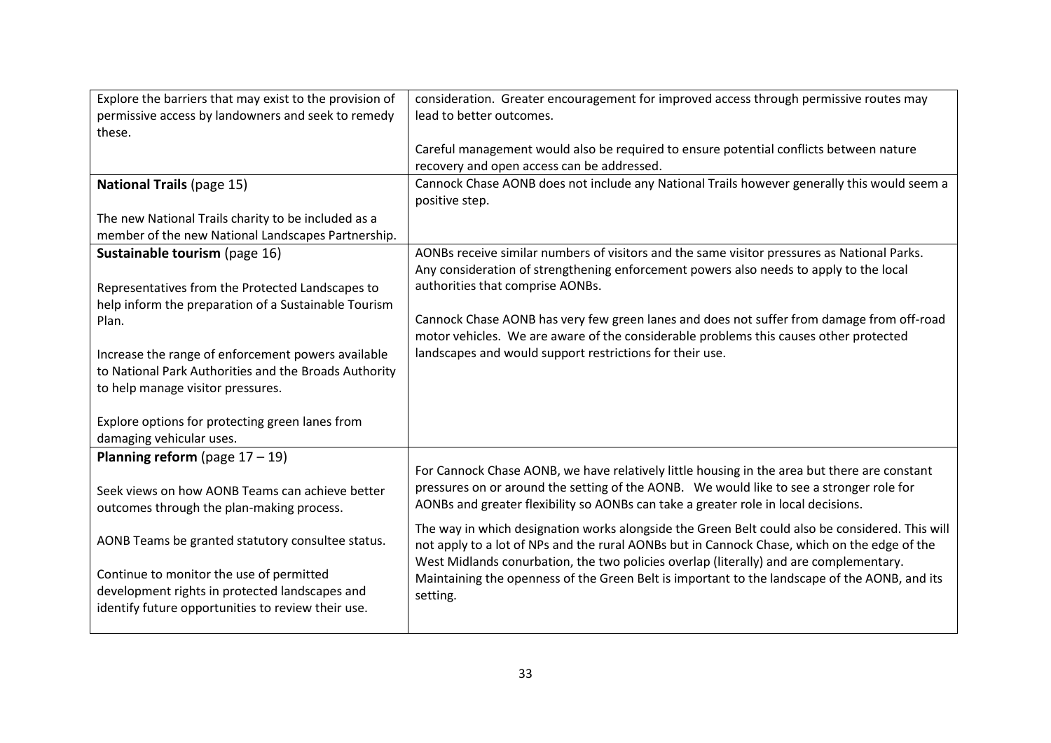| | |
|---|---|
| Explore the barriers that may exist to the provision of permissive access by landowners and seek to remedy these. | consideration. Greater encouragement for improved access through permissive routes may lead to better outcomes.<br><br>Careful management would also be required to ensure potential conflicts between nature recovery and open access can be addressed. |
| **National Trails** (page 15)<br><br>The new National Trails charity to be included as a member of the new National Landscapes Partnership. | Cannock Chase AONB does not include any National Trails however generally this would seem a positive step. |
| **Sustainable tourism** (page 16)<br><br>Representatives from the Protected Landscapes to help inform the preparation of a Sustainable Tourism Plan.<br><br>Increase the range of enforcement powers available to National Park Authorities and the Broads Authority to help manage visitor pressures.<br><br>Explore options for protecting green lanes from damaging vehicular uses. | AONBs receive similar numbers of visitors and the same visitor pressures as National Parks. Any consideration of strengthening enforcement powers also needs to apply to the local authorities that comprise AONBs.<br><br>Cannock Chase AONB has very few green lanes and does not suffer from damage from off-road motor vehicles. We are aware of the considerable problems this causes other protected landscapes and would support restrictions for their use. |
| **Planning reform** (page 17 – 19)<br><br>Seek views on how AONB Teams can achieve better outcomes through the plan-making process.<br><br>AONB Teams be granted statutory consultee status.<br><br>Continue to monitor the use of permitted development rights in protected landscapes and identify future opportunities to review their use. | For Cannock Chase AONB, we have relatively little housing in the area but there are constant pressures on or around the setting of the AONB. We would like to see a stronger role for AONBs and greater flexibility so AONBs can take a greater role in local decisions.<br><br>The way in which designation works alongside the Green Belt could also be considered. This will not apply to a lot of NPs and the rural AONBs but in Cannock Chase, which on the edge of the West Midlands conurbation, the two policies overlap (literally) and are complementary. Maintaining the openness of the Green Belt is important to the landscape of the AONB, and its setting. |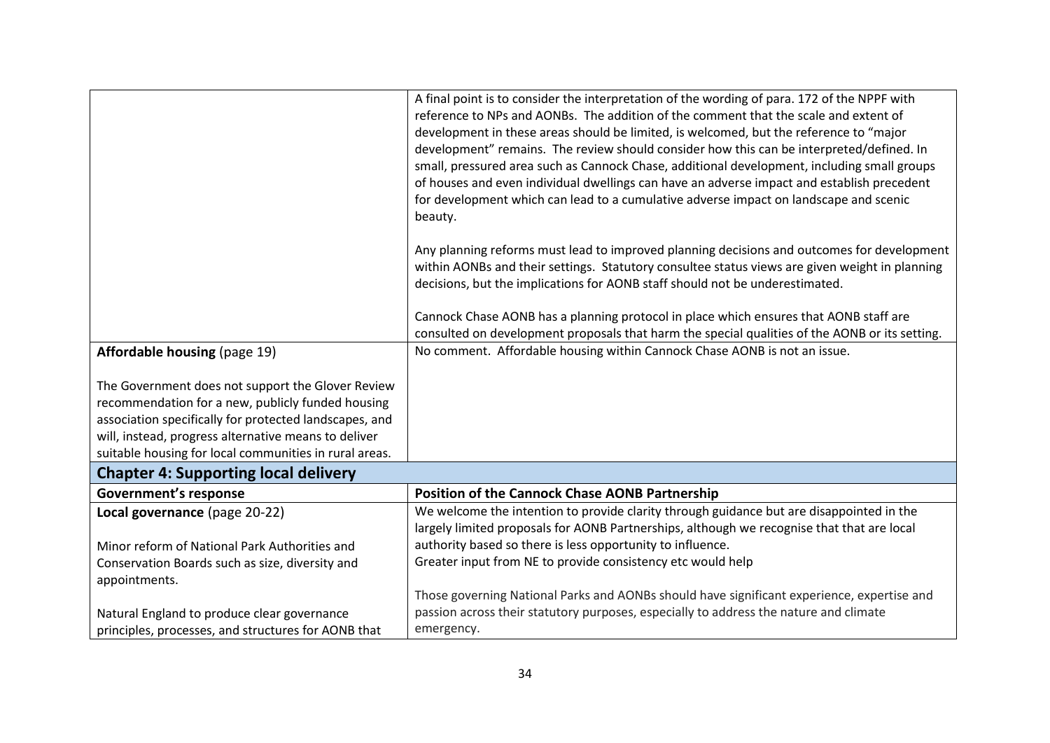| | |
|---|---|
| | A final point is to consider the interpretation of the wording of para. 172 of the NPPF with reference to NPs and AONBs. The addition of the comment that the scale and extent of development in these areas should be limited, is welcomed, but the reference to "major development" remains. The review should consider how this can be interpreted/defined. In small, pressured area such as Cannock Chase, additional development, including small groups of houses and even individual dwellings can have an adverse impact and establish precedent for development which can lead to a cumulative adverse impact on landscape and scenic beauty.<br><br>Any planning reforms must lead to improved planning decisions and outcomes for development within AONBs and their settings. Statutory consultee status views are given weight in planning decisions, but the implications for AONB staff should not be underestimated.<br><br>Cannock Chase AONB has a planning protocol in place which ensures that AONB staff are consulted on development proposals that harm the special qualities of the AONB or its setting. |
| **Affordable housing** (page 19)<br><br>The Government does not support the Glover Review recommendation for a new, publicly funded housing association specifically for protected landscapes, and will, instead, progress alternative means to deliver suitable housing for local communities in rural areas. | No comment. Affordable housing within Cannock Chase AONB is not an issue. |
| **Chapter 4: Supporting local delivery** | |
| **Government's response** | **Position of the Cannock Chase AONB Partnership** |
| **Local governance** (page 20-22)<br><br>Minor reform of National Park Authorities and Conservation Boards such as size, diversity and appointments.<br><br>Natural England to produce clear governance principles, processes, and structures for AONB that | We welcome the intention to provide clarity through guidance but are disappointed in the largely limited proposals for AONB Partnerships, although we recognise that that are local authority based so there is less opportunity to influence.<br>Greater input from NE to provide consistency etc would help<br><br>Those governing National Parks and AONBs should have significant experience, expertise and passion across their statutory purposes, especially to address the nature and climate emergency. |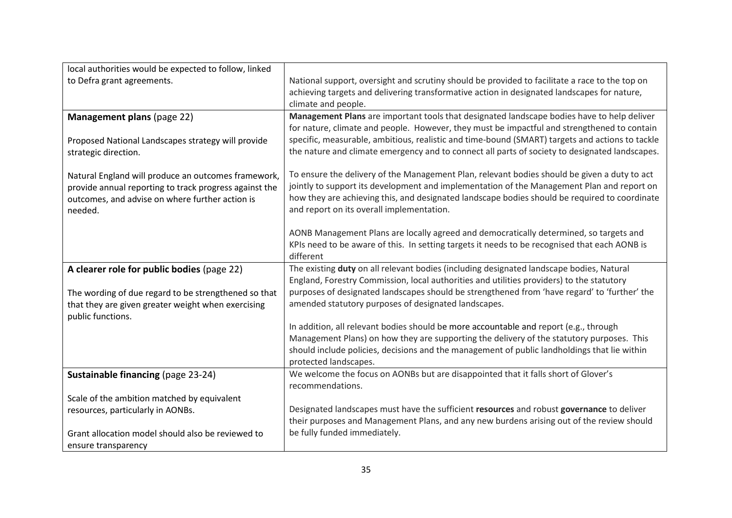| | |
|---|---|
| local authorities would be expected to follow, linked to Defra grant agreements. | National support, oversight and scrutiny should be provided to facilitate a race to the top on achieving targets and delivering transformative action in designated landscapes for nature, climate and people. |
| **Management plans** (page 22)<br><br>Proposed National Landscapes strategy will provide strategic direction.<br><br>Natural England will produce an outcomes framework, provide annual reporting to track progress against the outcomes, and advise on where further action is needed. | **Management Plans** are important tools that designated landscape bodies have to help deliver for nature, climate and people. However, they must be impactful and strengthened to contain specific, measurable, ambitious, realistic and time-bound (SMART) targets and actions to tackle the nature and climate emergency and to connect all parts of society to designated landscapes.<br><br>To ensure the delivery of the Management Plan, relevant bodies should be given a duty to act jointly to support its development and implementation of the Management Plan and report on how they are achieving this, and designated landscape bodies should be required to coordinate and report on its overall implementation.<br><br>AONB Management Plans are locally agreed and democratically determined, so targets and KPIs need to be aware of this. In setting targets it needs to be recognised that each AONB is different |
| **A clearer role for public bodies** (page 22)<br><br>The wording of due regard to be strengthened so that that they are given greater weight when exercising public functions. | The existing **duty** on all relevant bodies (including designated landscape bodies, Natural England, Forestry Commission, local authorities and utilities providers) to the statutory purposes of designated landscapes should be strengthened from 'have regard' to 'further' the amended statutory purposes of designated landscapes.<br><br>In addition, all relevant bodies should be more accountable and report (e.g., through Management Plans) on how they are supporting the delivery of the statutory purposes. This should include policies, decisions and the management of public landholdings that lie within protected landscapes. |
| **Sustainable financing** (page 23-24)<br><br>Scale of the ambition matched by equivalent resources, particularly in AONBs.<br><br>Grant allocation model should also be reviewed to ensure transparency | We welcome the focus on AONBs but are disappointed that it falls short of Glover's recommendations.<br><br>Designated landscapes must have the sufficient **resources** and robust **governance** to deliver their purposes and Management Plans, and any new burdens arising out of the review should be fully funded immediately. |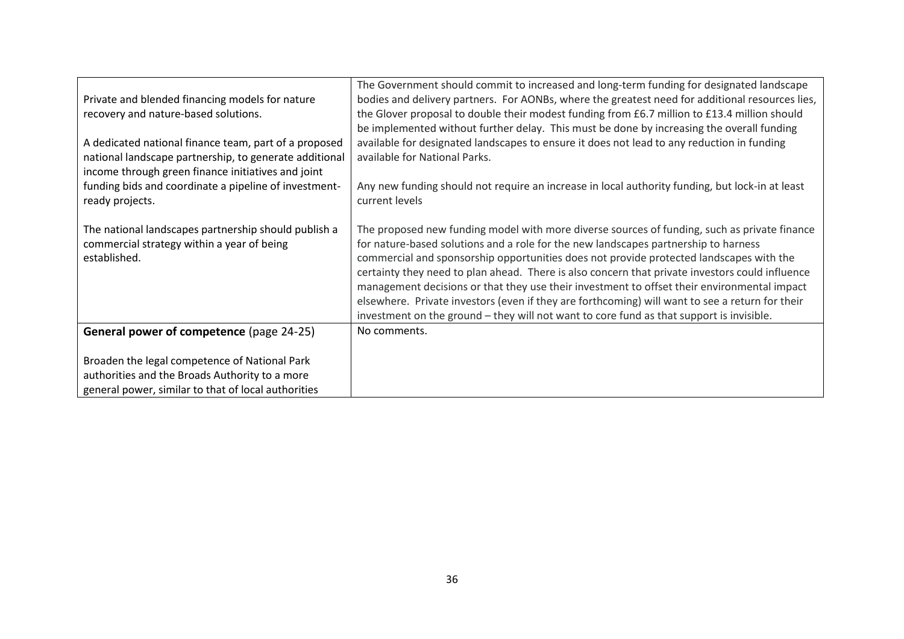| | |
|---|---|
| Private and blended financing models for nature recovery and nature-based solutions.<br><br>A dedicated national finance team, part of a proposed national landscape partnership, to generate additional income through green finance initiatives and joint funding bids and coordinate a pipeline of investment-ready projects.<br><br>The national landscapes partnership should publish a commercial strategy within a year of being established. | The Government should commit to increased and long-term funding for designated landscape bodies and delivery partners. For AONBs, where the greatest need for additional resources lies, the Glover proposal to double their modest funding from £6.7 million to £13.4 million should be implemented without further delay. This must be done by increasing the overall funding available for designated landscapes to ensure it does not lead to any reduction in funding available for National Parks.<br><br>Any new funding should not require an increase in local authority funding, but lock-in at least current levels<br><br>The proposed new funding model with more diverse sources of funding, such as private finance for nature-based solutions and a role for the new landscapes partnership to harness commercial and sponsorship opportunities does not provide protected landscapes with the certainty they need to plan ahead. There is also concern that private investors could influence management decisions or that they use their investment to offset their environmental impact elsewhere. Private investors (even if they are forthcoming) will want to see a return for their investment on the ground – they will not want to core fund as that support is invisible. |
| **General power of competence** (page 24-25)<br><br>Broaden the legal competence of National Park authorities and the Broads Authority to a more general power, similar to that of local authorities | No comments. |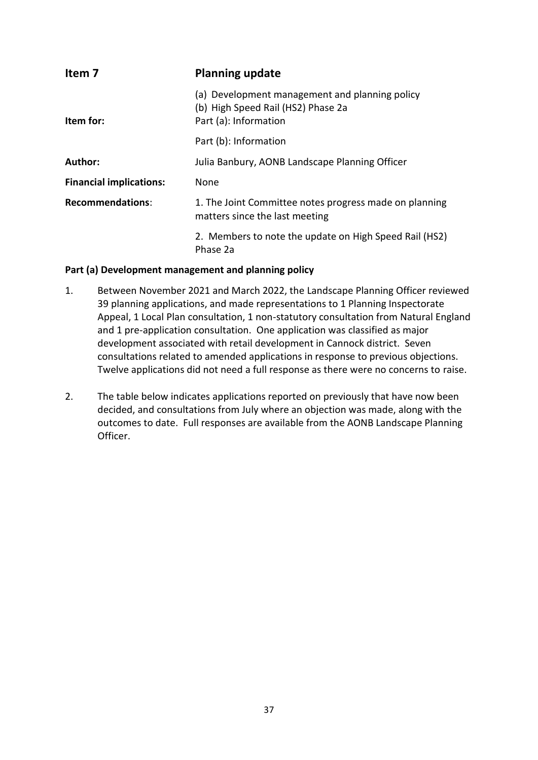## Item 7 Planning update

| | |
|---|---|
| | (a) Development management and planning policy<br>(b) High Speed Rail (HS2) Phase 2a |
| **Item for:** | Part (a): Information<br>Part (b): Information |
| **Author:** | Julia Banbury, AONB Landscape Planning Officer |
| **Financial implications:** | None |
| **Recommendations**: | 1. The Joint Committee notes progress made on planning matters since the last meeting<br>2. Members to note the update on High Speed Rail (HS2) Phase 2a |

**Part (a) Development management and planning policy**

1. Between November 2021 and March 2022, the Landscape Planning Officer reviewed 39 planning applications, and made representations to 1 Planning Inspectorate Appeal, 1 Local Plan consultation, 1 non-statutory consultation from Natural England and 1 pre-application consultation. One application was classified as major development associated with retail development in Cannock district. Seven consultations related to amended applications in response to previous objections. Twelve applications did not need a full response as there were no concerns to raise.

2. The table below indicates applications reported on previously that have now been decided, and consultations from July where an objection was made, along with the outcomes to date. Full responses are available from the AONB Landscape Planning Officer.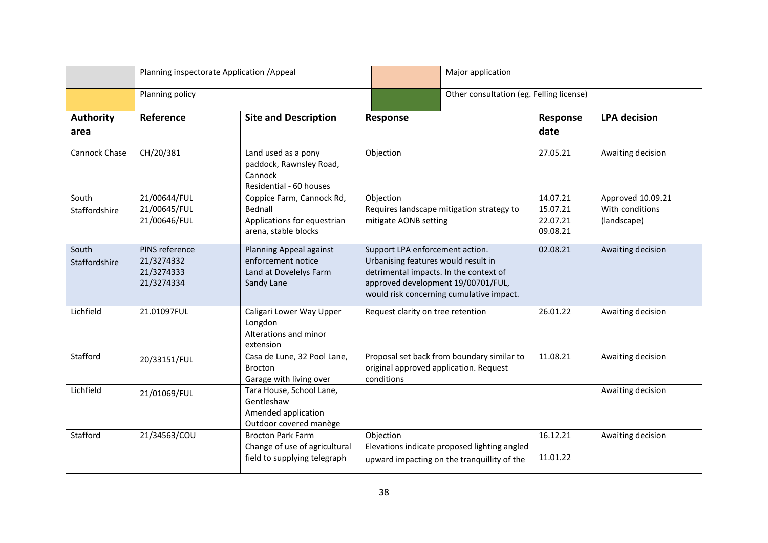| | Planning inspectorate Application /Appeal | | Major application |
|---|---|---|---|
| | Planning policy | | Other consultation (eg. Felling license) |

| Authority area | Reference | Site and Description | Response | Response date | LPA decision |
|---|---|---|---|---|---|
| Cannock Chase | CH/20/381 | Land used as a pony paddock, Rawnsley Road, Cannock<br>Residential - 60 houses | Objection | 27.05.21 | Awaiting decision |
| South Staffordshire | 21/00644/FUL<br>21/00645/FUL<br>21/00646/FUL | Coppice Farm, Cannock Rd, Bednall<br>Applications for equestrian arena, stable blocks | Objection<br>Requires landscape mitigation strategy to mitigate AONB setting | 14.07.21<br>15.07.21<br>22.07.21<br>09.08.21 | Approved 10.09.21<br>With conditions (landscape) |
| South Staffordshire | PINS reference<br>21/3274332<br>21/3274333<br>21/3274334 | Planning Appeal against enforcement notice<br>Land at Dovelelys Farm Sandy Lane | Support LPA enforcement action. Urbanising features would result in detrimental impacts. In the context of approved development 19/00701/FUL, would risk concerning cumulative impact. | 02.08.21 | Awaiting decision |
| Lichfield | 21.01097FUL | Caligari Lower Way Upper Longdon<br>Alterations and minor extension | Request clarity on tree retention | 26.01.22 | Awaiting decision |
| Stafford | 20/33151/FUL | Casa de Lune, 32 Pool Lane, Brocton<br>Garage with living over | Proposal set back from boundary similar to original approved application. Request conditions | 11.08.21 | Awaiting decision |
| Lichfield | 21/01069/FUL | Tara House, School Lane, Gentleshaw<br>Amended application<br>Outdoor covered manège | | | Awaiting decision |
| Stafford | 21/34563/COU | Brocton Park Farm<br>Change of use of agricultural field to supplying telegraph | Objection<br>Elevations indicate proposed lighting angled upward impacting on the tranquillity of the | 16.12.21<br>11.01.22 | Awaiting decision |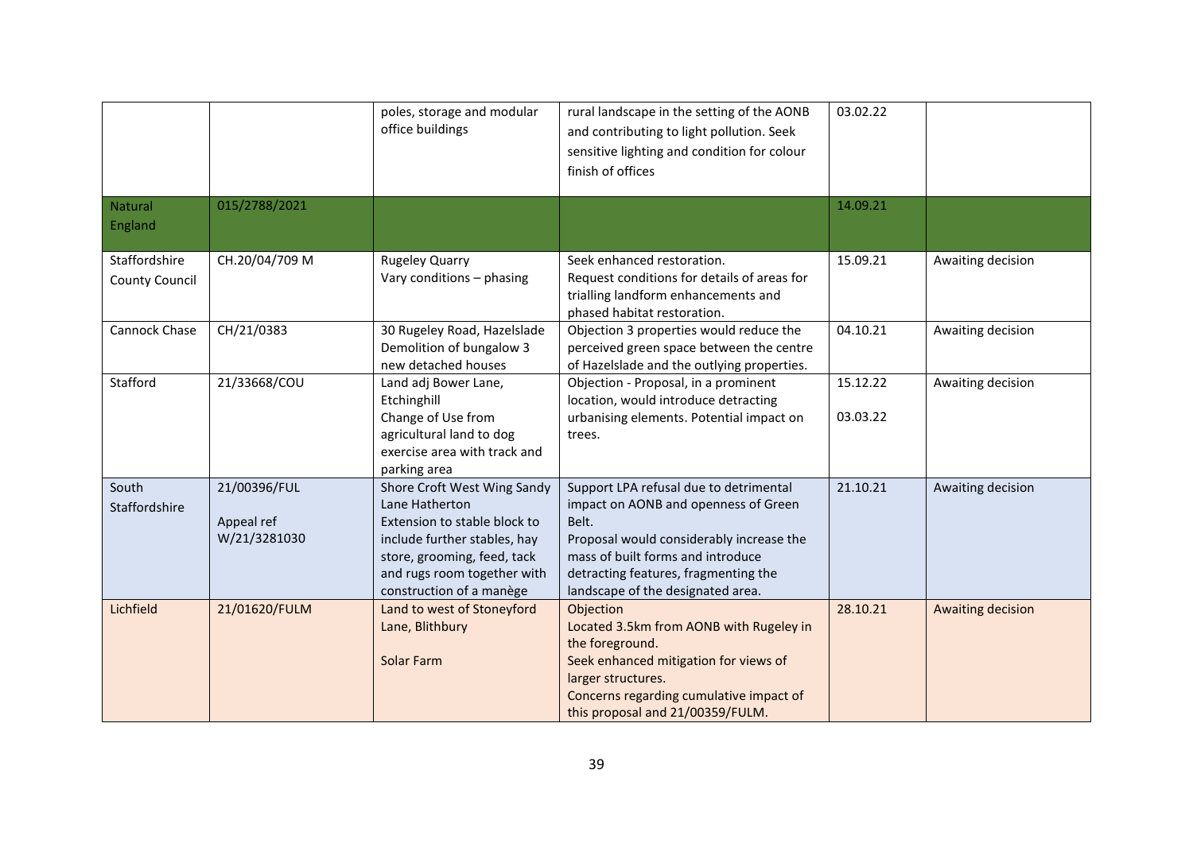| | | | | | |
|---|---|---|---|---|---|
| | | poles, storage and modular office buildings | rural landscape in the setting of the AONB and contributing to light pollution. Seek sensitive lighting and condition for colour finish of offices | 03.02.22 | |
| Natural England | 015/2788/2021 | | | 14.09.21 | |
| Staffordshire County Council | CH.20/04/709 M | Rugeley Quarry<br>Vary conditions – phasing | Seek enhanced restoration.<br>Request conditions for details of areas for trialling landform enhancements and phased habitat restoration. | 15.09.21 | Awaiting decision |
| Cannock Chase | CH/21/0383 | 30 Rugeley Road, Hazelslade<br>Demolition of bungalow 3 new detached houses | Objection 3 properties would reduce the perceived green space between the centre of Hazelslade and the outlying properties. | 04.10.21 | Awaiting decision |
| Stafford | 21/33668/COU | Land adj Bower Lane, Etchinghill<br>Change of Use from agricultural land to dog exercise area with track and parking area | Objection - Proposal, in a prominent location, would introduce detracting urbanising elements. Potential impact on trees. | 15.12.22<br><br>03.03.22 | Awaiting decision |
| South Staffordshire | 21/00396/FUL<br><br>Appeal ref W/21/3281030 | Shore Croft West Wing Sandy Lane Hatherton<br>Extension to stable block to include further stables, hay store, grooming, feed, tack and rugs room together with construction of a manège | Support LPA refusal due to detrimental impact on AONB and openness of Green Belt.<br>Proposal would considerably increase the mass of built forms and introduce detracting features, fragmenting the landscape of the designated area. | 21.10.21 | Awaiting decision |
| Lichfield | 21/01620/FULM | Land to west of Stoneyford Lane, Blithbury<br><br>Solar Farm | Objection<br>Located 3.5km from AONB with Rugeley in the foreground.<br>Seek enhanced mitigation for views of larger structures.<br>Concerns regarding cumulative impact of this proposal and 21/00359/FULM. | 28.10.21 | Awaiting decision |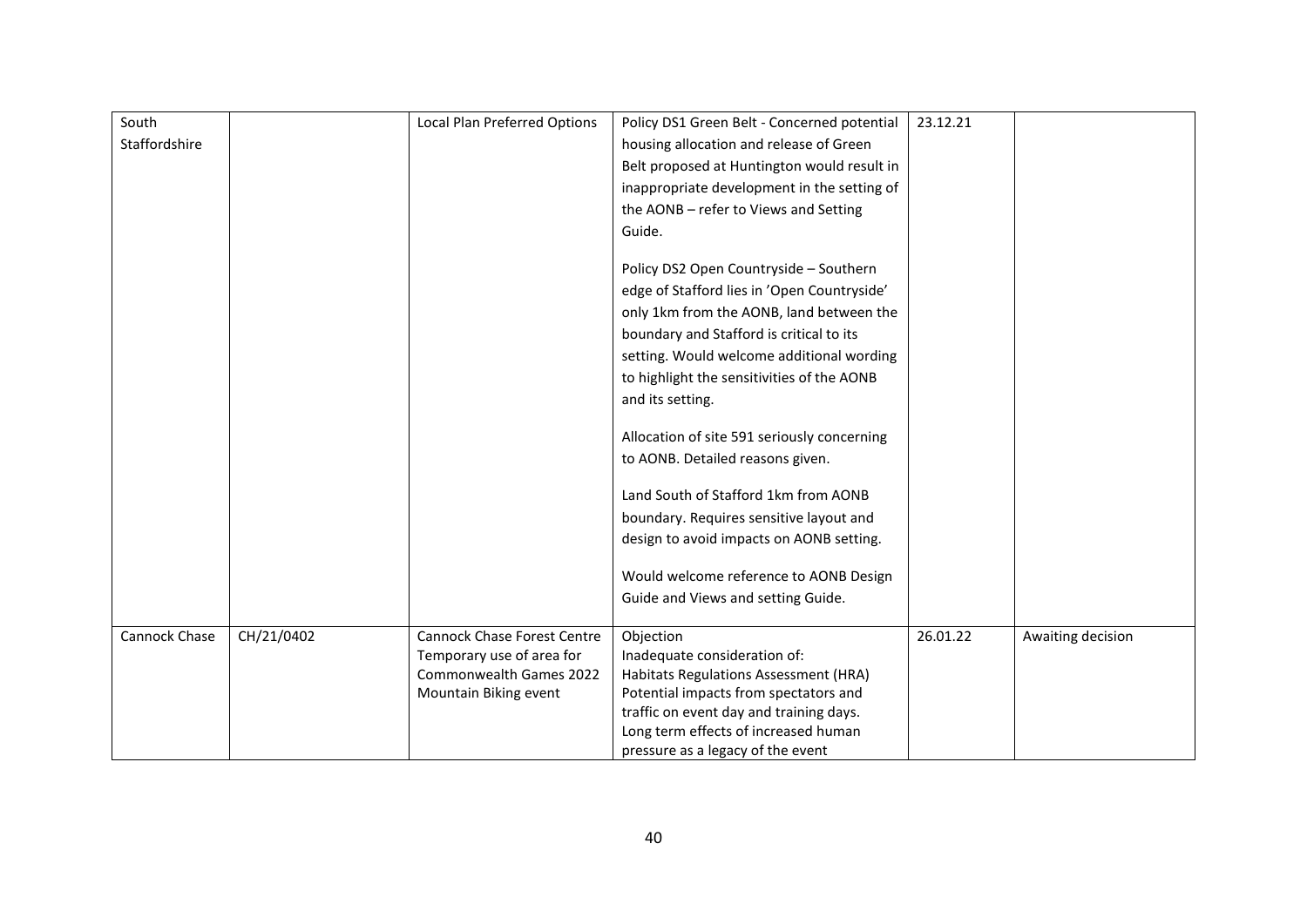| | | | | | |
|---|---|---|---|---|---|
| South Staffordshire | | Local Plan Preferred Options | Policy DS1 Green Belt - Concerned potential housing allocation and release of Green Belt proposed at Huntington would result in inappropriate development in the setting of the AONB – refer to Views and Setting Guide.<br><br>Policy DS2 Open Countryside – Southern edge of Stafford lies in 'Open Countryside' only 1km from the AONB, land between the boundary and Stafford is critical to its setting. Would welcome additional wording to highlight the sensitivities of the AONB and its setting.<br><br>Allocation of site 591 seriously concerning to AONB. Detailed reasons given.<br><br>Land South of Stafford 1km from AONB boundary. Requires sensitive layout and design to avoid impacts on AONB setting.<br><br>Would welcome reference to AONB Design Guide and Views and setting Guide. | 23.12.21 | |
| Cannock Chase | CH/21/0402 | Cannock Chase Forest Centre Temporary use of area for Commonwealth Games 2022 Mountain Biking event | Objection<br>Inadequate consideration of:<br>Habitats Regulations Assessment (HRA)<br>Potential impacts from spectators and traffic on event day and training days.<br>Long term effects of increased human pressure as a legacy of the event | 26.01.22 | Awaiting decision |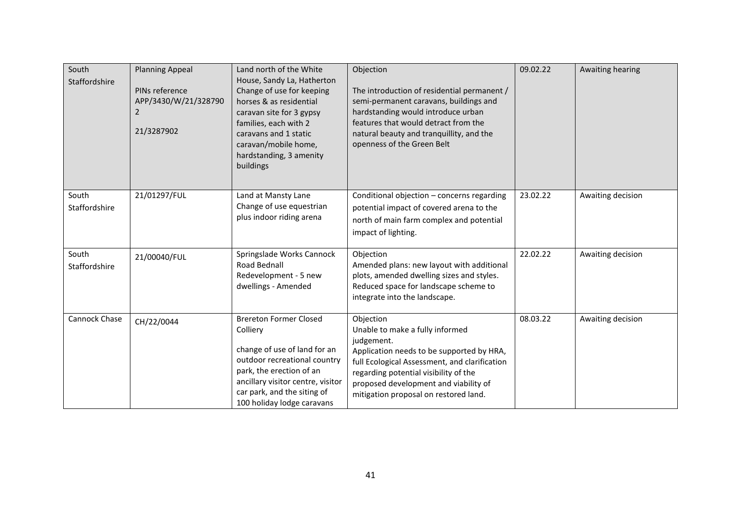| South Staffordshire | Planning Appeal<br><br>PINs reference APP/3430/W/21/3287902<br><br>21/3287902 | Land north of the White House, Sandy La, Hatherton Change of use for keeping horses & as residential caravan site for 3 gypsy families, each with 2 caravans and 1 static caravan/mobile home, hardstanding, 3 amenity buildings | Objection<br><br>The introduction of residential permanent / semi-permanent caravans, buildings and hardstanding would introduce urban features that would detract from the natural beauty and tranquillity, and the openness of the Green Belt | 09.02.22 | Awaiting hearing |
|---|---|---|---|---|---|
| South Staffordshire | 21/01297/FUL | Land at Mansty Lane Change of use equestrian plus indoor riding arena | Conditional objection – concerns regarding potential impact of covered arena to the north of main farm complex and potential impact of lighting. | 23.02.22 | Awaiting decision |
| South Staffordshire | 21/00040/FUL | Springslade Works Cannock Road Bednall Redevelopment - 5 new dwellings - Amended | Objection<br>Amended plans: new layout with additional plots, amended dwelling sizes and styles. Reduced space for landscape scheme to integrate into the landscape. | 22.02.22 | Awaiting decision |
| Cannock Chase | CH/22/0044 | Brereton Former Closed Colliery<br><br>change of use of land for an outdoor recreational country park, the erection of an ancillary visitor centre, visitor car park, and the siting of 100 holiday lodge caravans | Objection<br>Unable to make a fully informed judgement.<br>Application needs to be supported by HRA, full Ecological Assessment, and clarification regarding potential visibility of the proposed development and viability of mitigation proposal on restored land. | 08.03.22 | Awaiting decision |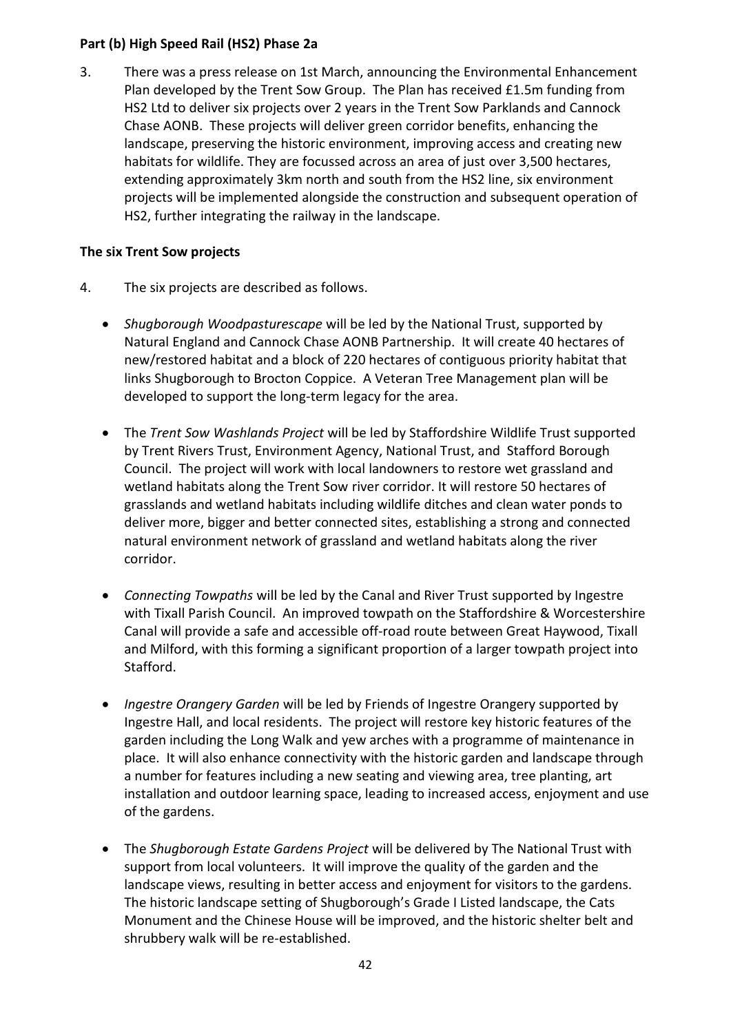**Part (b) High Speed Rail (HS2) Phase 2a**

3. There was a press release on 1st March, announcing the Environmental Enhancement Plan developed by the Trent Sow Group. The Plan has received £1.5m funding from HS2 Ltd to deliver six projects over 2 years in the Trent Sow Parklands and Cannock Chase AONB. These projects will deliver green corridor benefits, enhancing the landscape, preserving the historic environment, improving access and creating new habitats for wildlife. They are focussed across an area of just over 3,500 hectares, extending approximately 3km north and south from the HS2 line, six environment projects will be implemented alongside the construction and subsequent operation of HS2, further integrating the railway in the landscape.

**The six Trent Sow projects**

4. The six projects are described as follows.

- *Shugborough Woodpasturescape* will be led by the National Trust, supported by Natural England and Cannock Chase AONB Partnership. It will create 40 hectares of new/restored habitat and a block of 220 hectares of contiguous priority habitat that links Shugborough to Brocton Coppice. A Veteran Tree Management plan will be developed to support the long-term legacy for the area.

- The *Trent Sow Washlands Project* will be led by Staffordshire Wildlife Trust supported by Trent Rivers Trust, Environment Agency, National Trust, and Stafford Borough Council. The project will work with local landowners to restore wet grassland and wetland habitats along the Trent Sow river corridor. It will restore 50 hectares of grasslands and wetland habitats including wildlife ditches and clean water ponds to deliver more, bigger and better connected sites, establishing a strong and connected natural environment network of grassland and wetland habitats along the river corridor.

- *Connecting Towpaths* will be led by the Canal and River Trust supported by Ingestre with Tixall Parish Council. An improved towpath on the Staffordshire & Worcestershire Canal will provide a safe and accessible off-road route between Great Haywood, Tixall and Milford, with this forming a significant proportion of a larger towpath project into Stafford.

- *Ingestre Orangery Garden* will be led by Friends of Ingestre Orangery supported by Ingestre Hall, and local residents. The project will restore key historic features of the garden including the Long Walk and yew arches with a programme of maintenance in place. It will also enhance connectivity with the historic garden and landscape through a number for features including a new seating and viewing area, tree planting, art installation and outdoor learning space, leading to increased access, enjoyment and use of the gardens.

- The *Shugborough Estate Gardens Project* will be delivered by The National Trust with support from local volunteers. It will improve the quality of the garden and the landscape views, resulting in better access and enjoyment for visitors to the gardens. The historic landscape setting of Shugborough's Grade I Listed landscape, the Cats Monument and the Chinese House will be improved, and the historic shelter belt and shrubbery walk will be re-established.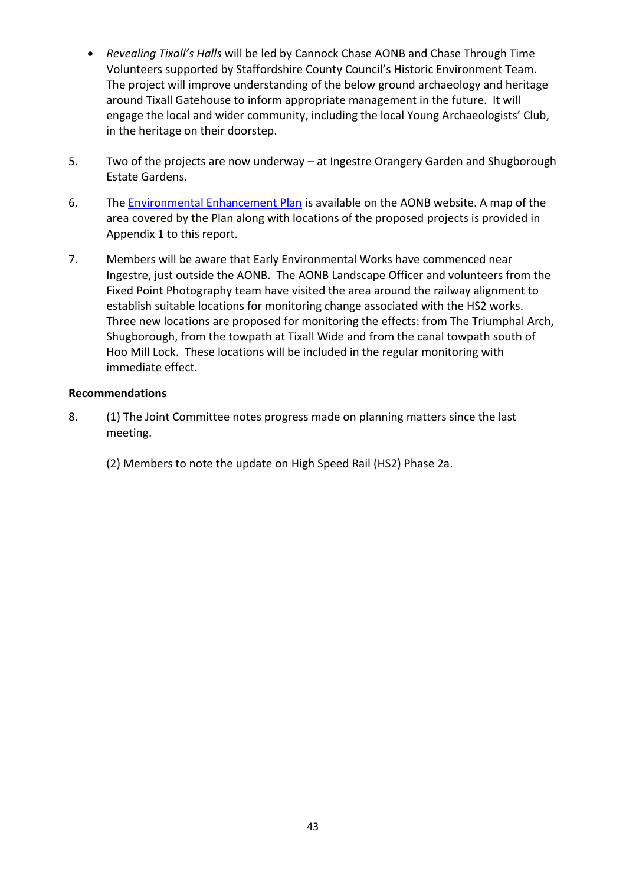- *Revealing Tixall's Halls* will be led by Cannock Chase AONB and Chase Through Time Volunteers supported by Staffordshire County Council's Historic Environment Team. The project will improve understanding of the below ground archaeology and heritage around Tixall Gatehouse to inform appropriate management in the future. It will engage the local and wider community, including the local Young Archaeologists' Club, in the heritage on their doorstep.

5. Two of the projects are now underway – at Ingestre Orangery Garden and Shugborough Estate Gardens.

6. The [Environmental Enhancement Plan] is available on the AONB website. A map of the area covered by the Plan along with locations of the proposed projects is provided in Appendix 1 to this report.

7. Members will be aware that Early Environmental Works have commenced near Ingestre, just outside the AONB. The AONB Landscape Officer and volunteers from the Fixed Point Photography team have visited the area around the railway alignment to establish suitable locations for monitoring change associated with the HS2 works. Three new locations are proposed for monitoring the effects: from The Triumphal Arch, Shugborough, from the towpath at Tixall Wide and from the canal towpath south of Hoo Mill Lock. These locations will be included in the regular monitoring with immediate effect.

**Recommendations**

8. (1) The Joint Committee notes progress made on planning matters since the last meeting.

   (2) Members to note the update on High Speed Rail (HS2) Phase 2a.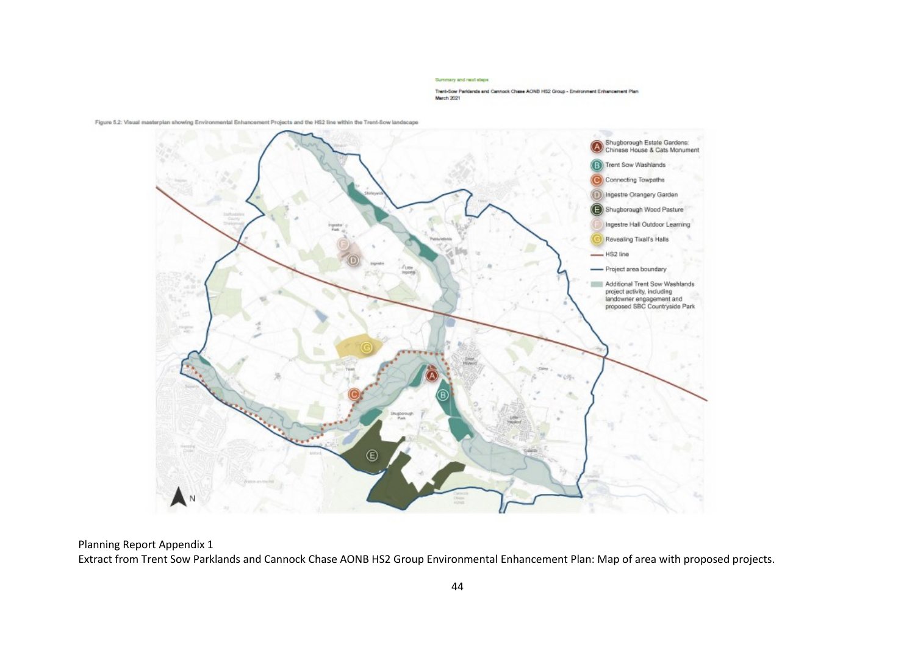Summary and next steps

Trent-Sow Parklands and Cannock Chase AONB HS2 Group - Environment Enhancement Plan
March 2021

Figure 5.2: Visual masterplan showing Environmental Enhancement Projects and the HS2 line within the Trent-Sow landscape

- A Shugborough Estate Gardens: Chinese House & Cats Monument
- B Trent Sow Washlands
- C Connecting Towpaths
- D Ingestre Orangery Garden
- E Shugborough Wood Pasture
- F Ingestre Hall Outdoor Learning
- G Revealing Tixall's Halls
- HS2 line
- Project area boundary
- Additional Trent Sow Washlands project activity, including landowner engagement and proposed SBC Countryside Park

Planning Report Appendix 1

Extract from Trent Sow Parklands and Cannock Chase AONB HS2 Group Environmental Enhancement Plan: Map of area with proposed projects.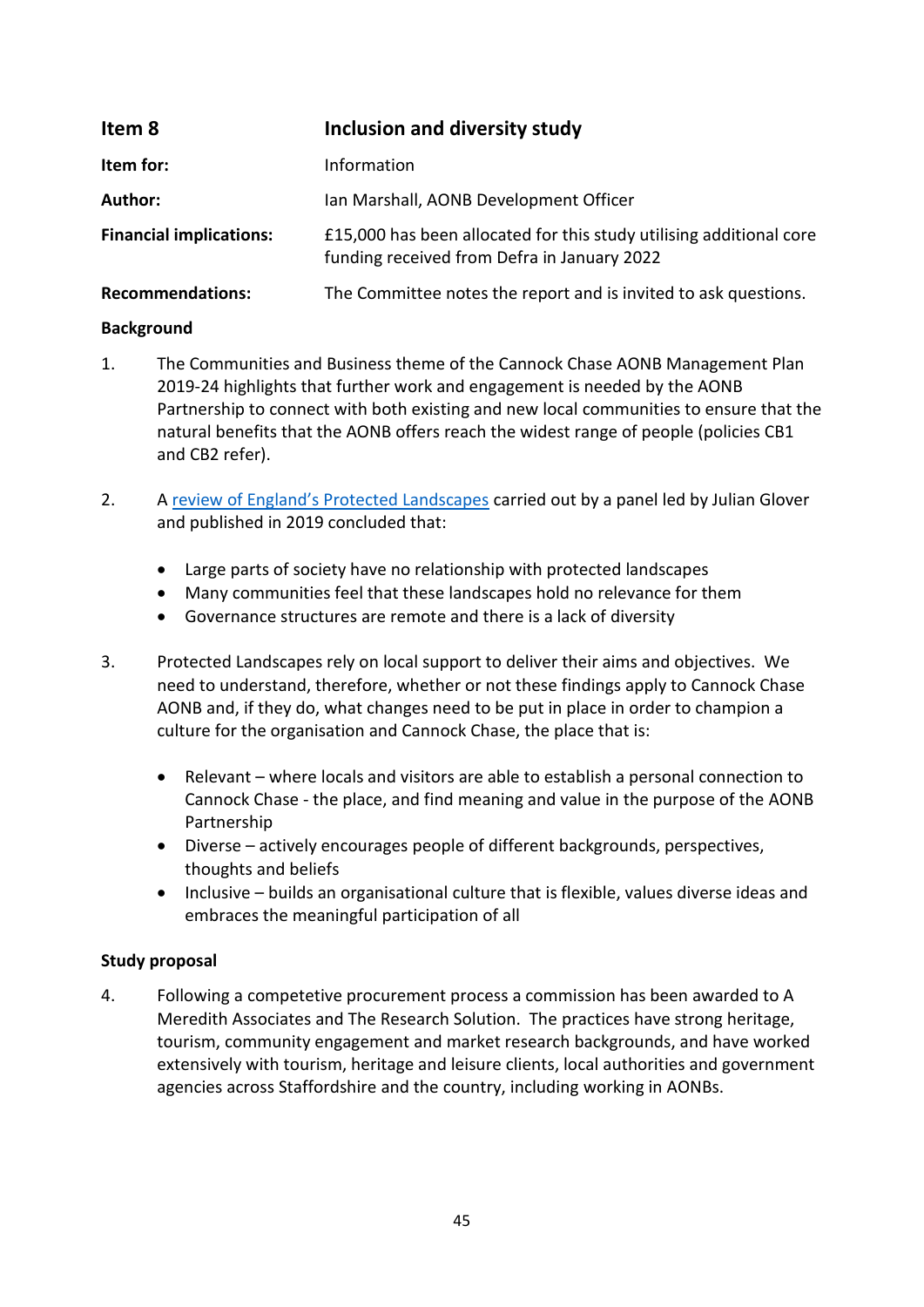| **Item 8** | **Inclusion and diversity study** |
|---|---|
| **Item for:** | Information |
| **Author:** | Ian Marshall, AONB Development Officer |
| **Financial implications:** | £15,000 has been allocated for this study utilising additional core funding received from Defra in January 2022 |
| **Recommendations:** | The Committee notes the report and is invited to ask questions. |

**Background**

1. The Communities and Business theme of the Cannock Chase AONB Management Plan 2019-24 highlights that further work and engagement is needed by the AONB Partnership to connect with both existing and new local communities to ensure that the natural benefits that the AONB offers reach the widest range of people (policies CB1 and CB2 refer).

2. A review of England's Protected Landscapes carried out by a panel led by Julian Glover and published in 2019 concluded that:

   - Large parts of society have no relationship with protected landscapes
   - Many communities feel that these landscapes hold no relevance for them
   - Governance structures are remote and there is a lack of diversity

3. Protected Landscapes rely on local support to deliver their aims and objectives. We need to understand, therefore, whether or not these findings apply to Cannock Chase AONB and, if they do, what changes need to be put in place in order to champion a culture for the organisation and Cannock Chase, the place that is:

   - Relevant – where locals and visitors are able to establish a personal connection to Cannock Chase - the place, and find meaning and value in the purpose of the AONB Partnership
   - Diverse – actively encourages people of different backgrounds, perspectives, thoughts and beliefs
   - Inclusive – builds an organisational culture that is flexible, values diverse ideas and embraces the meaningful participation of all

**Study proposal**

4. Following a competetive procurement process a commission has been awarded to A Meredith Associates and The Research Solution. The practices have strong heritage, tourism, community engagement and market research backgrounds, and have worked extensively with tourism, heritage and leisure clients, local authorities and government agencies across Staffordshire and the country, including working in AONBs.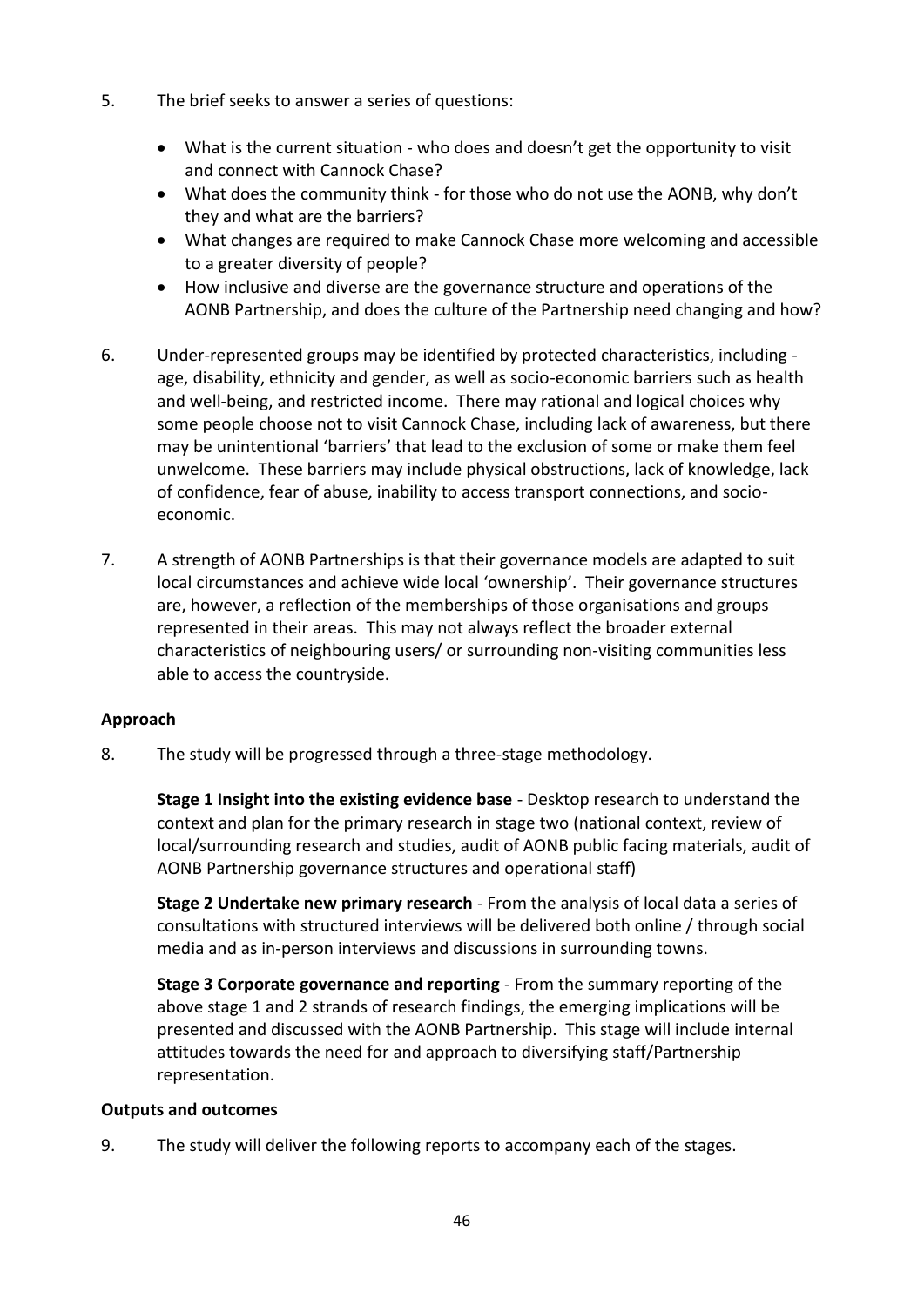5. The brief seeks to answer a series of questions:

   - What is the current situation - who does and doesn't get the opportunity to visit and connect with Cannock Chase?
   - What does the community think - for those who do not use the AONB, why don't they and what are the barriers?
   - What changes are required to make Cannock Chase more welcoming and accessible to a greater diversity of people?
   - How inclusive and diverse are the governance structure and operations of the AONB Partnership, and does the culture of the Partnership need changing and how?

6. Under-represented groups may be identified by protected characteristics, including - age, disability, ethnicity and gender, as well as socio-economic barriers such as health and well-being, and restricted income. There may rational and logical choices why some people choose not to visit Cannock Chase, including lack of awareness, but there may be unintentional 'barriers' that lead to the exclusion of some or make them feel unwelcome. These barriers may include physical obstructions, lack of knowledge, lack of confidence, fear of abuse, inability to access transport connections, and socio-economic.

7. A strength of AONB Partnerships is that their governance models are adapted to suit local circumstances and achieve wide local 'ownership'. Their governance structures are, however, a reflection of the memberships of those organisations and groups represented in their areas. This may not always reflect the broader external characteristics of neighbouring users/ or surrounding non-visiting communities less able to access the countryside.

**Approach**

8. The study will be progressed through a three-stage methodology.

   **Stage 1 Insight into the existing evidence base** - Desktop research to understand the context and plan for the primary research in stage two (national context, review of local/surrounding research and studies, audit of AONB public facing materials, audit of AONB Partnership governance structures and operational staff)

   **Stage 2 Undertake new primary research** - From the analysis of local data a series of consultations with structured interviews will be delivered both online / through social media and as in-person interviews and discussions in surrounding towns.

   **Stage 3 Corporate governance and reporting** - From the summary reporting of the above stage 1 and 2 strands of research findings, the emerging implications will be presented and discussed with the AONB Partnership. This stage will include internal attitudes towards the need for and approach to diversifying staff/Partnership representation.

**Outputs and outcomes**

9. The study will deliver the following reports to accompany each of the stages.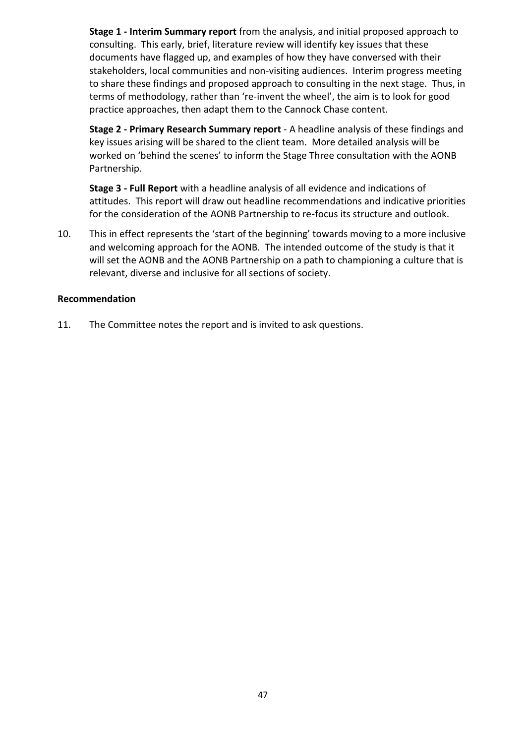**Stage 1 - Interim Summary report** from the analysis, and initial proposed approach to consulting. This early, brief, literature review will identify key issues that these documents have flagged up, and examples of how they have conversed with their stakeholders, local communities and non-visiting audiences. Interim progress meeting to share these findings and proposed approach to consulting in the next stage. Thus, in terms of methodology, rather than 're-invent the wheel', the aim is to look for good practice approaches, then adapt them to the Cannock Chase content.

**Stage 2 - Primary Research Summary report** - A headline analysis of these findings and key issues arising will be shared to the client team. More detailed analysis will be worked on 'behind the scenes' to inform the Stage Three consultation with the AONB Partnership.

**Stage 3 - Full Report** with a headline analysis of all evidence and indications of attitudes. This report will draw out headline recommendations and indicative priorities for the consideration of the AONB Partnership to re-focus its structure and outlook.

10. This in effect represents the 'start of the beginning' towards moving to a more inclusive and welcoming approach for the AONB. The intended outcome of the study is that it will set the AONB and the AONB Partnership on a path to championing a culture that is relevant, diverse and inclusive for all sections of society.

**Recommendation**

11. The Committee notes the report and is invited to ask questions.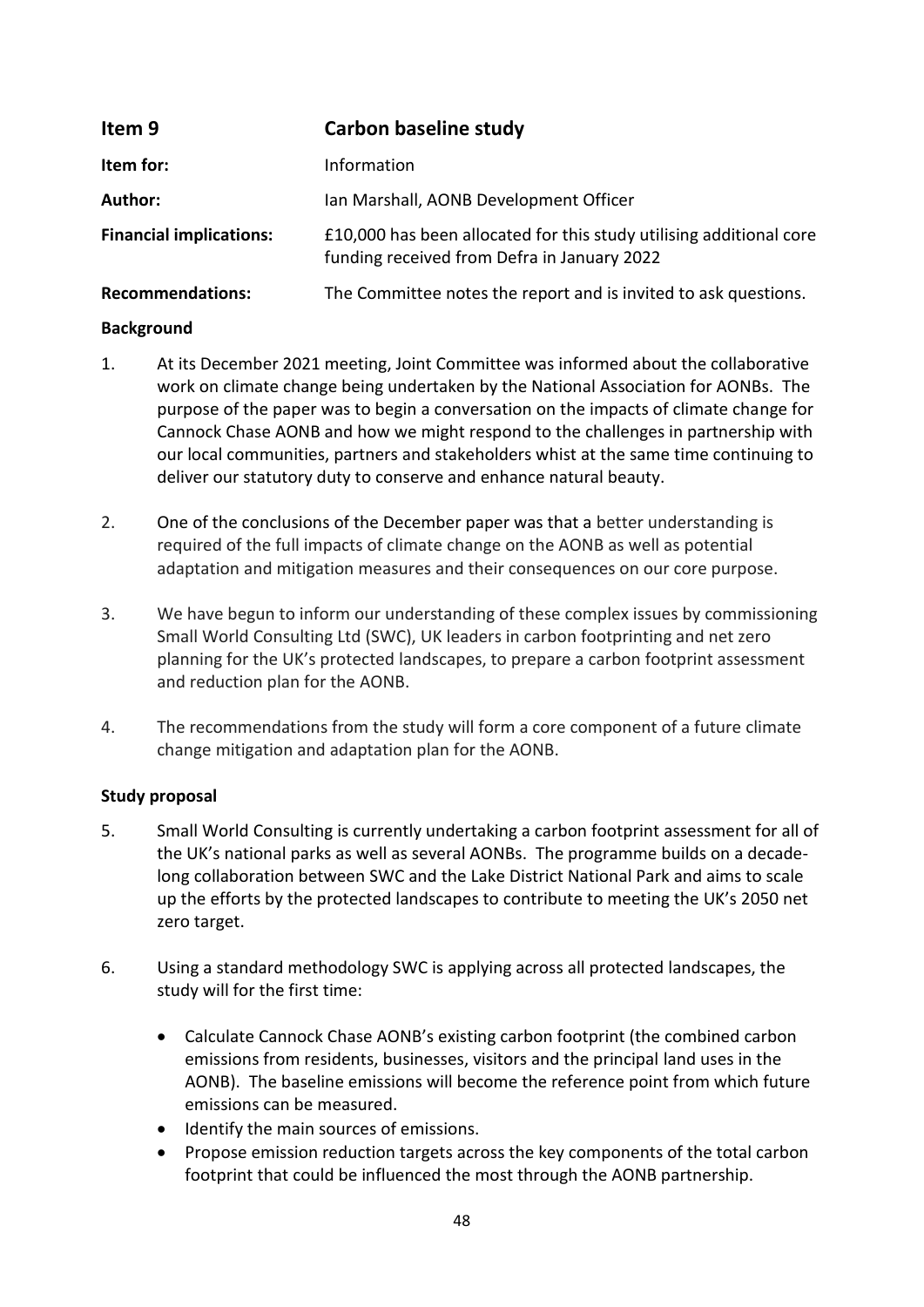| **Item 9** | **Carbon baseline study** |
| --- | --- |
| **Item for:** | Information |
| **Author:** | Ian Marshall, AONB Development Officer |
| **Financial implications:** | £10,000 has been allocated for this study utilising additional core funding received from Defra in January 2022 |
| **Recommendations:** | The Committee notes the report and is invited to ask questions. |

**Background**

1. At its December 2021 meeting, Joint Committee was informed about the collaborative work on climate change being undertaken by the National Association for AONBs. The purpose of the paper was to begin a conversation on the impacts of climate change for Cannock Chase AONB and how we might respond to the challenges in partnership with our local communities, partners and stakeholders whist at the same time continuing to deliver our statutory duty to conserve and enhance natural beauty.

2. One of the conclusions of the December paper was that a better understanding is required of the full impacts of climate change on the AONB as well as potential adaptation and mitigation measures and their consequences on our core purpose.

3. We have begun to inform our understanding of these complex issues by commissioning Small World Consulting Ltd (SWC), UK leaders in carbon footprinting and net zero planning for the UK's protected landscapes, to prepare a carbon footprint assessment and reduction plan for the AONB.

4. The recommendations from the study will form a core component of a future climate change mitigation and adaptation plan for the AONB.

**Study proposal**

5. Small World Consulting is currently undertaking a carbon footprint assessment for all of the UK's national parks as well as several AONBs. The programme builds on a decade-long collaboration between SWC and the Lake District National Park and aims to scale up the efforts by the protected landscapes to contribute to meeting the UK's 2050 net zero target.

6. Using a standard methodology SWC is applying across all protected landscapes, the study will for the first time:

   - Calculate Cannock Chase AONB's existing carbon footprint (the combined carbon emissions from residents, businesses, visitors and the principal land uses in the AONB). The baseline emissions will become the reference point from which future emissions can be measured.
   - Identify the main sources of emissions.
   - Propose emission reduction targets across the key components of the total carbon footprint that could be influenced the most through the AONB partnership.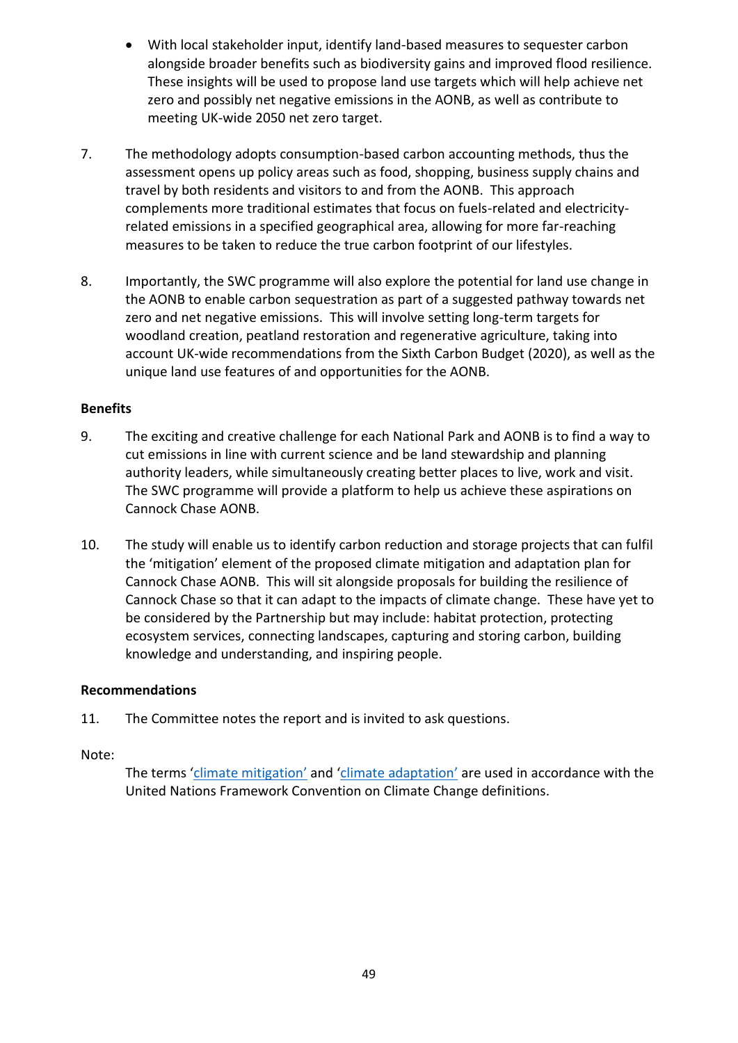- With local stakeholder input, identify land-based measures to sequester carbon alongside broader benefits such as biodiversity gains and improved flood resilience. These insights will be used to propose land use targets which will help achieve net zero and possibly net negative emissions in the AONB, as well as contribute to meeting UK-wide 2050 net zero target.

7. The methodology adopts consumption-based carbon accounting methods, thus the assessment opens up policy areas such as food, shopping, business supply chains and travel by both residents and visitors to and from the AONB. This approach complements more traditional estimates that focus on fuels-related and electricity-related emissions in a specified geographical area, allowing for more far-reaching measures to be taken to reduce the true carbon footprint of our lifestyles.

8. Importantly, the SWC programme will also explore the potential for land use change in the AONB to enable carbon sequestration as part of a suggested pathway towards net zero and net negative emissions. This will involve setting long-term targets for woodland creation, peatland restoration and regenerative agriculture, taking into account UK-wide recommendations from the Sixth Carbon Budget (2020), as well as the unique land use features of and opportunities for the AONB.

**Benefits**

9. The exciting and creative challenge for each National Park and AONB is to find a way to cut emissions in line with current science and be land stewardship and planning authority leaders, while simultaneously creating better places to live, work and visit. The SWC programme will provide a platform to help us achieve these aspirations on Cannock Chase AONB.

10. The study will enable us to identify carbon reduction and storage projects that can fulfil the 'mitigation' element of the proposed climate mitigation and adaptation plan for Cannock Chase AONB. This will sit alongside proposals for building the resilience of Cannock Chase so that it can adapt to the impacts of climate change. These have yet to be considered by the Partnership but may include: habitat protection, protecting ecosystem services, connecting landscapes, capturing and storing carbon, building knowledge and understanding, and inspiring people.

**Recommendations**

11. The Committee notes the report and is invited to ask questions.

Note:

The terms 'climate mitigation' and 'climate adaptation' are used in accordance with the United Nations Framework Convention on Climate Change definitions.